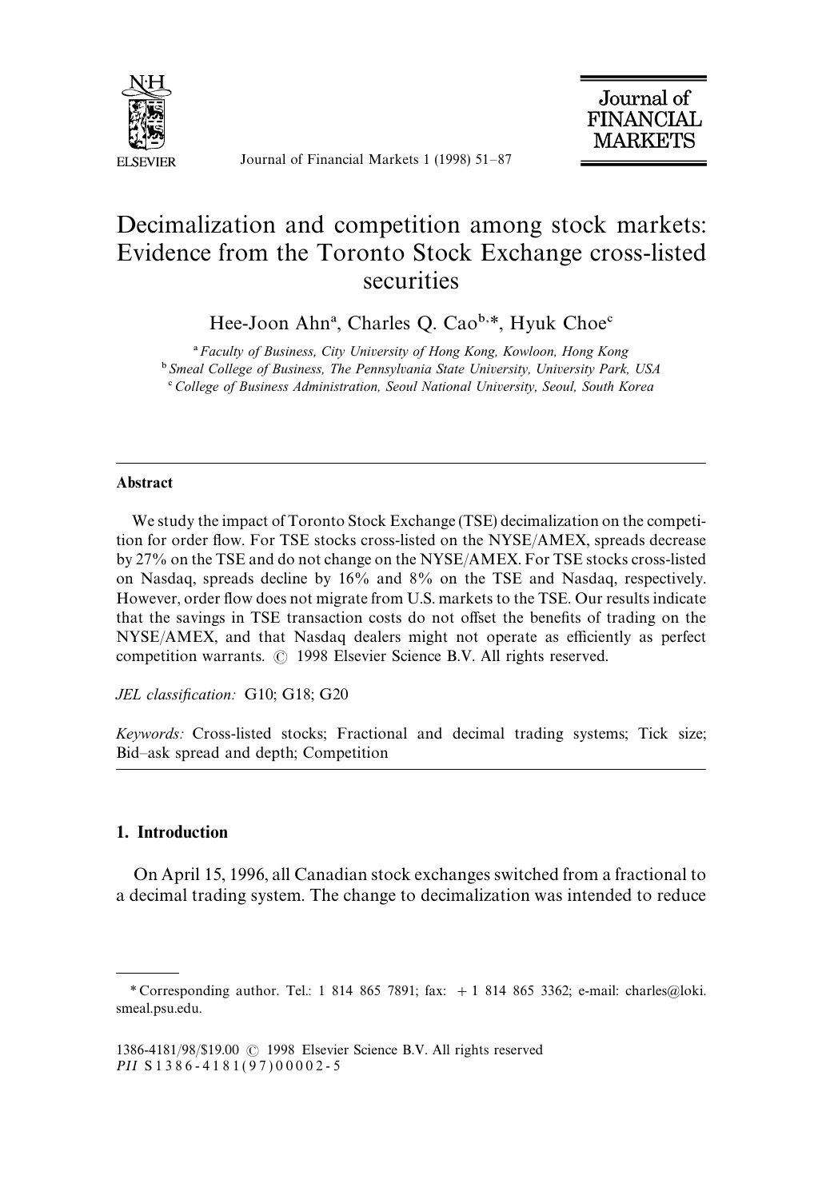# Decimalization and competition among stock markets: Evidence from the Toronto Stock Exchange cross-listed securities

Hee-Joon Ahn[a], Charles Q. Cao[b,*], Hyuk Choe[c]

[a] *Faculty of Business, City University of Hong Kong, Kowloon, Hong Kong*

[b] *Smeal College of Business, The Pennsylvania State University, University Park, USA*

[c] *College of Business Administration, Seoul National University, Seoul, South Korea*

---

**Abstract**

We study the impact of Toronto Stock Exchange (TSE) decimalization on the competition for order flow. For TSE stocks cross-listed on the NYSE/AMEX, spreads decrease by 27% on the TSE and do not change on the NYSE/AMEX. For TSE stocks cross-listed on Nasdaq, spreads decline by 16% and 8% on the TSE and Nasdaq, respectively. However, order flow does not migrate from U.S. markets to the TSE. Our results indicate that the savings in TSE transaction costs do not offset the benefits of trading on the NYSE/AMEX, and that Nasdaq dealers might not operate as efficiently as perfect competition warrants. © 1998 Elsevier Science B.V. All rights reserved.

*JEL classification:* G10; G18; G20

*Keywords:* Cross-listed stocks; Fractional and decimal trading systems; Tick size; Bid–ask spread and depth; Competition

---

## 1. Introduction

On April 15, 1996, all Canadian stock exchanges switched from a fractional to a decimal trading system. The change to decimalization was intended to reduce

---

* Corresponding author. Tel.: 1 814 865 7891; fax: + 1 814 865 3362; e-mail: charles@loki.smeal.psu.edu.

1386-4181/98/$19.00 © 1998 Elsevier Science B.V. All rights reserved
*PII* S1386-4181(97)00002-5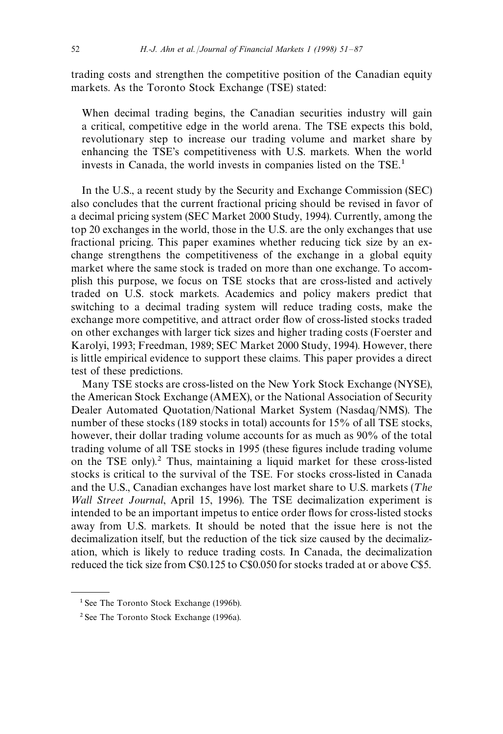trading costs and strengthen the competitive position of the Canadian equity markets. As the Toronto Stock Exchange (TSE) stated:

> When decimal trading begins, the Canadian securities industry will gain a critical, competitive edge in the world arena. The TSE expects this bold, revolutionary step to increase our trading volume and market share by enhancing the TSE's competitiveness with U.S. markets. When the world invests in Canada, the world invests in companies listed on the TSE.[1]

In the U.S., a recent study by the Security and Exchange Commission (SEC) also concludes that the current fractional pricing should be revised in favor of a decimal pricing system (SEC Market 2000 Study, 1994). Currently, among the top 20 exchanges in the world, those in the U.S. are the only exchanges that use fractional pricing. This paper examines whether reducing tick size by an exchange strengthens the competitiveness of the exchange in a global equity market where the same stock is traded on more than one exchange. To accomplish this purpose, we focus on TSE stocks that are cross-listed and actively traded on U.S. stock markets. Academics and policy makers predict that switching to a decimal trading system will reduce trading costs, make the exchange more competitive, and attract order flow of cross-listed stocks traded on other exchanges with larger tick sizes and higher trading costs (Foerster and Karolyi, 1993; Freedman, 1989; SEC Market 2000 Study, 1994). However, there is little empirical evidence to support these claims. This paper provides a direct test of these predictions.

Many TSE stocks are cross-listed on the New York Stock Exchange (NYSE), the American Stock Exchange (AMEX), or the National Association of Security Dealer Automated Quotation/National Market System (Nasdaq/NMS). The number of these stocks (189 stocks in total) accounts for 15% of all TSE stocks, however, their dollar trading volume accounts for as much as 90% of the total trading volume of all TSE stocks in 1995 (these figures include trading volume on the TSE only).[2] Thus, maintaining a liquid market for these cross-listed stocks is critical to the survival of the TSE. For stocks cross-listed in Canada and the U.S., Canadian exchanges have lost market share to U.S. markets (*The Wall Street Journal*, April 15, 1996). The TSE decimalization experiment is intended to be an important impetus to entice order flows for cross-listed stocks away from U.S. markets. It should be noted that the issue here is not the decimalization itself, but the reduction of the tick size caused by the decimalization, which is likely to reduce trading costs. In Canada, the decimalization reduced the tick size from C$0.125 to C$0.050 for stocks traded at or above C$5.

---

[1] See The Toronto Stock Exchange (1996b).

[2] See The Toronto Stock Exchange (1996a).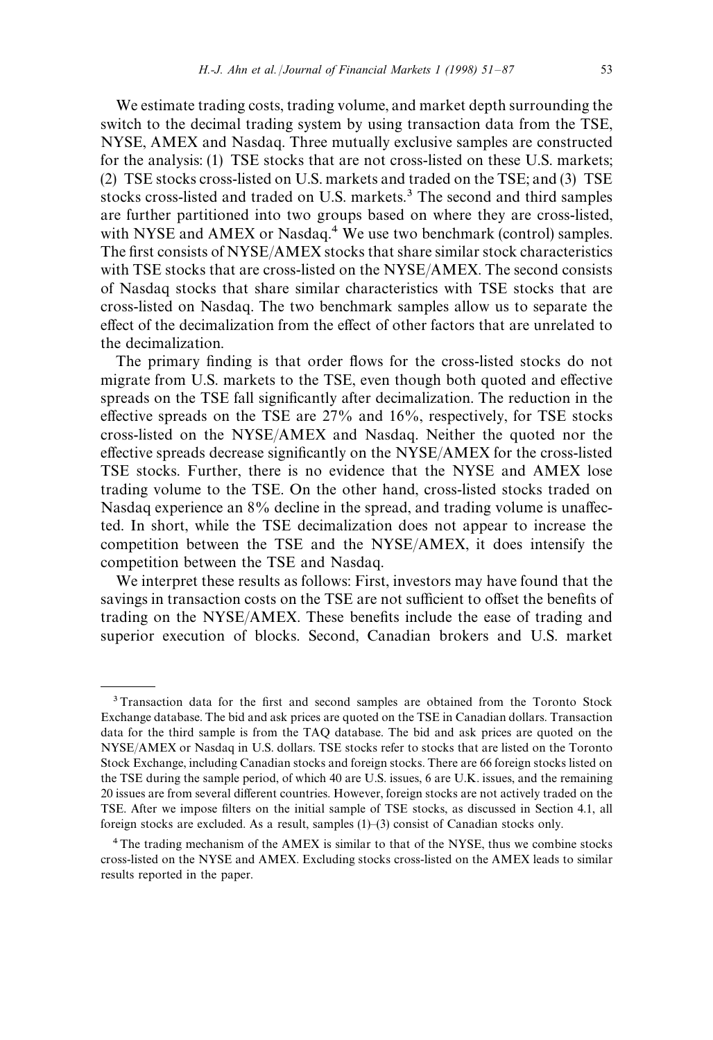We estimate trading costs, trading volume, and market depth surrounding the switch to the decimal trading system by using transaction data from the TSE, NYSE, AMEX and Nasdaq. Three mutually exclusive samples are constructed for the analysis: (1) TSE stocks that are not cross-listed on these U.S. markets; (2) TSE stocks cross-listed on U.S. markets and traded on the TSE; and (3) TSE stocks cross-listed and traded on U.S. markets.[3] The second and third samples are further partitioned into two groups based on where they are cross-listed, with NYSE and AMEX or Nasdaq.[4] We use two benchmark (control) samples. The first consists of NYSE/AMEX stocks that share similar stock characteristics with TSE stocks that are cross-listed on the NYSE/AMEX. The second consists of Nasdaq stocks that share similar characteristics with TSE stocks that are cross-listed on Nasdaq. The two benchmark samples allow us to separate the effect of the decimalization from the effect of other factors that are unrelated to the decimalization.

The primary finding is that order flows for the cross-listed stocks do not migrate from U.S. markets to the TSE, even though both quoted and effective spreads on the TSE fall significantly after decimalization. The reduction in the effective spreads on the TSE are 27% and 16%, respectively, for TSE stocks cross-listed on the NYSE/AMEX and Nasdaq. Neither the quoted nor the effective spreads decrease significantly on the NYSE/AMEX for the cross-listed TSE stocks. Further, there is no evidence that the NYSE and AMEX lose trading volume to the TSE. On the other hand, cross-listed stocks traded on Nasdaq experience an 8% decline in the spread, and trading volume is unaffected. In short, while the TSE decimalization does not appear to increase the competition between the TSE and the NYSE/AMEX, it does intensify the competition between the TSE and Nasdaq.

We interpret these results as follows: First, investors may have found that the savings in transaction costs on the TSE are not sufficient to offset the benefits of trading on the NYSE/AMEX. These benefits include the ease of trading and superior execution of blocks. Second, Canadian brokers and U.S. market

---

[3] Transaction data for the first and second samples are obtained from the Toronto Stock Exchange database. The bid and ask prices are quoted on the TSE in Canadian dollars. Transaction data for the third sample is from the TAQ database. The bid and ask prices are quoted on the NYSE/AMEX or Nasdaq in U.S. dollars. TSE stocks refer to stocks that are listed on the Toronto Stock Exchange, including Canadian stocks and foreign stocks. There are 66 foreign stocks listed on the TSE during the sample period, of which 40 are U.S. issues, 6 are U.K. issues, and the remaining 20 issues are from several different countries. However, foreign stocks are not actively traded on the TSE. After we impose filters on the initial sample of TSE stocks, as discussed in Section 4.1, all foreign stocks are excluded. As a result, samples (1)–(3) consist of Canadian stocks only.

[4] The trading mechanism of the AMEX is similar to that of the NYSE, thus we combine stocks cross-listed on the NYSE and AMEX. Excluding stocks cross-listed on the AMEX leads to similar results reported in the paper.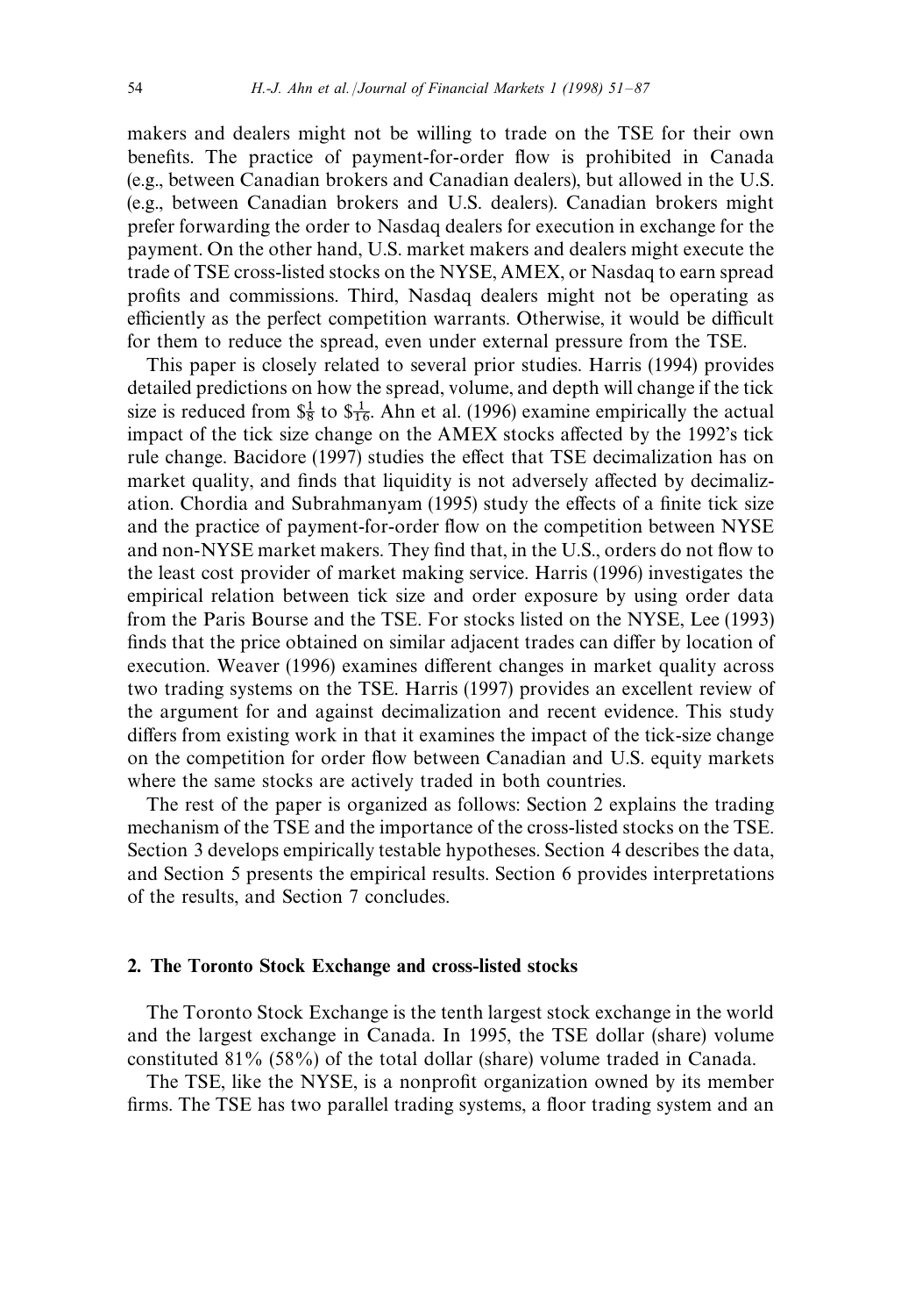makers and dealers might not be willing to trade on the TSE for their own benefits. The practice of payment-for-order flow is prohibited in Canada (e.g., between Canadian brokers and Canadian dealers), but allowed in the U.S. (e.g., between Canadian brokers and U.S. dealers). Canadian brokers might prefer forwarding the order to Nasdaq dealers for execution in exchange for the payment. On the other hand, U.S. market makers and dealers might execute the trade of TSE cross-listed stocks on the NYSE, AMEX, or Nasdaq to earn spread profits and commissions. Third, Nasdaq dealers might not be operating as efficiently as the perfect competition warrants. Otherwise, it would be difficult for them to reduce the spread, even under external pressure from the TSE.

This paper is closely related to several prior studies. Harris (1994) provides detailed predictions on how the spread, volume, and depth will change if the tick size is reduced from $\$\frac{1}{8}$ to $\$\frac{1}{16}$. Ahn et al. (1996) examine empirically the actual impact of the tick size change on the AMEX stocks affected by the 1992's tick rule change. Bacidore (1997) studies the effect that TSE decimalization has on market quality, and finds that liquidity is not adversely affected by decimalization. Chordia and Subrahmanyam (1995) study the effects of a finite tick size and the practice of payment-for-order flow on the competition between NYSE and non-NYSE market makers. They find that, in the U.S., orders do not flow to the least cost provider of market making service. Harris (1996) investigates the empirical relation between tick size and order exposure by using order data from the Paris Bourse and the TSE. For stocks listed on the NYSE, Lee (1993) finds that the price obtained on similar adjacent trades can differ by location of execution. Weaver (1996) examines different changes in market quality across two trading systems on the TSE. Harris (1997) provides an excellent review of the argument for and against decimalization and recent evidence. This study differs from existing work in that it examines the impact of the tick-size change on the competition for order flow between Canadian and U.S. equity markets where the same stocks are actively traded in both countries.

The rest of the paper is organized as follows: Section 2 explains the trading mechanism of the TSE and the importance of the cross-listed stocks on the TSE. Section 3 develops empirically testable hypotheses. Section 4 describes the data, and Section 5 presents the empirical results. Section 6 provides interpretations of the results, and Section 7 concludes.

## 2. The Toronto Stock Exchange and cross-listed stocks

The Toronto Stock Exchange is the tenth largest stock exchange in the world and the largest exchange in Canada. In 1995, the TSE dollar (share) volume constituted 81% (58%) of the total dollar (share) volume traded in Canada.

The TSE, like the NYSE, is a nonprofit organization owned by its member firms. The TSE has two parallel trading systems, a floor trading system and an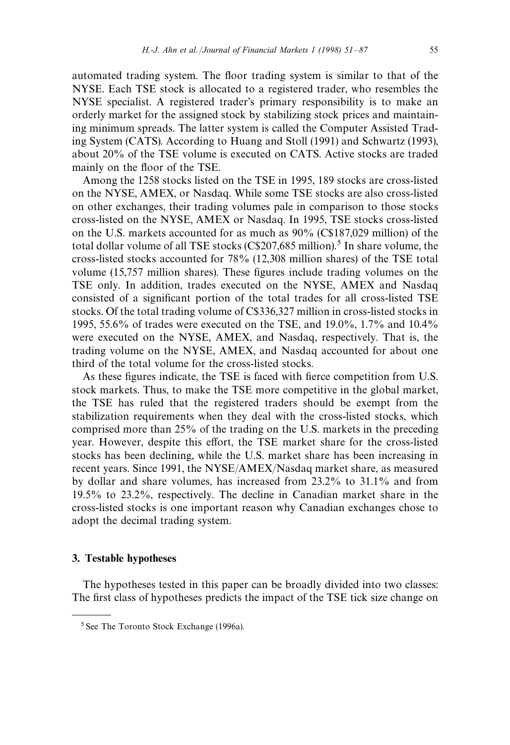automated trading system. The floor trading system is similar to that of the NYSE. Each TSE stock is allocated to a registered trader, who resembles the NYSE specialist. A registered trader's primary responsibility is to make an orderly market for the assigned stock by stabilizing stock prices and maintaining minimum spreads. The latter system is called the Computer Assisted Trading System (CATS). According to Huang and Stoll (1991) and Schwartz (1993), about 20% of the TSE volume is executed on CATS. Active stocks are traded mainly on the floor of the TSE.

Among the 1258 stocks listed on the TSE in 1995, 189 stocks are cross-listed on the NYSE, AMEX, or Nasdaq. While some TSE stocks are also cross-listed on other exchanges, their trading volumes pale in comparison to those stocks cross-listed on the NYSE, AMEX or Nasdaq. In 1995, TSE stocks cross-listed on the U.S. markets accounted for as much as 90% (C$187,029 million) of the total dollar volume of all TSE stocks (C$207,685 million).[5] In share volume, the cross-listed stocks accounted for 78% (12,308 million shares) of the TSE total volume (15,757 million shares). These figures include trading volumes on the TSE only. In addition, trades executed on the NYSE, AMEX and Nasdaq consisted of a significant portion of the total trades for all cross-listed TSE stocks. Of the total trading volume of C$336,327 million in cross-listed stocks in 1995, 55.6% of trades were executed on the TSE, and 19.0%, 1.7% and 10.4% were executed on the NYSE, AMEX, and Nasdaq, respectively. That is, the trading volume on the NYSE, AMEX, and Nasdaq accounted for about one third of the total volume for the cross-listed stocks.

As these figures indicate, the TSE is faced with fierce competition from U.S. stock markets. Thus, to make the TSE more competitive in the global market, the TSE has ruled that the registered traders should be exempt from the stabilization requirements when they deal with the cross-listed stocks, which comprised more than 25% of the trading on the U.S. markets in the preceding year. However, despite this effort, the TSE market share for the cross-listed stocks has been declining, while the U.S. market share has been increasing in recent years. Since 1991, the NYSE/AMEX/Nasdaq market share, as measured by dollar and share volumes, has increased from 23.2% to 31.1% and from 19.5% to 23.2%, respectively. The decline in Canadian market share in the cross-listed stocks is one important reason why Canadian exchanges chose to adopt the decimal trading system.

## 3. Testable hypotheses

The hypotheses tested in this paper can be broadly divided into two classes: The first class of hypotheses predicts the impact of the TSE tick size change on

[5] See The Toronto Stock Exchange (1996a).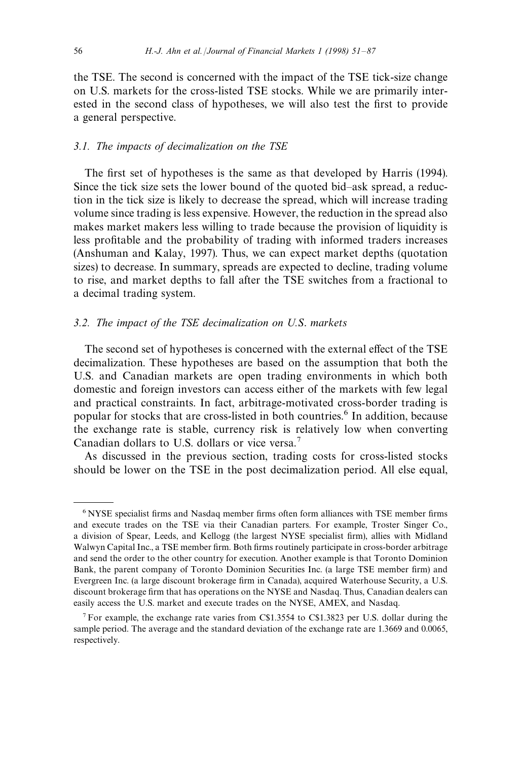the TSE. The second is concerned with the impact of the TSE tick-size change on U.S. markets for the cross-listed TSE stocks. While we are primarily interested in the second class of hypotheses, we will also test the first to provide a general perspective.

### 3.1. The impacts of decimalization on the TSE

The first set of hypotheses is the same as that developed by Harris (1994). Since the tick size sets the lower bound of the quoted bid–ask spread, a reduction in the tick size is likely to decrease the spread, which will increase trading volume since trading is less expensive. However, the reduction in the spread also makes market makers less willing to trade because the provision of liquidity is less profitable and the probability of trading with informed traders increases (Anshuman and Kalay, 1997). Thus, we can expect market depths (quotation sizes) to decrease. In summary, spreads are expected to decline, trading volume to rise, and market depths to fall after the TSE switches from a fractional to a decimal trading system.

### 3.2. The impact of the TSE decimalization on U.S. markets

The second set of hypotheses is concerned with the external effect of the TSE decimalization. These hypotheses are based on the assumption that both the U.S. and Canadian markets are open trading environments in which both domestic and foreign investors can access either of the markets with few legal and practical constraints. In fact, arbitrage-motivated cross-border trading is popular for stocks that are cross-listed in both countries.[6] In addition, because the exchange rate is stable, currency risk is relatively low when converting Canadian dollars to U.S. dollars or vice versa.[7]

As discussed in the previous section, trading costs for cross-listed stocks should be lower on the TSE in the post decimalization period. All else equal,

---

[6] NYSE specialist firms and Nasdaq member firms often form alliances with TSE member firms and execute trades on the TSE via their Canadian parters. For example, Troster Singer Co., a division of Spear, Leeds, and Kellogg (the largest NYSE specialist firm), allies with Midland Walwyn Capital Inc., a TSE member firm. Both firms routinely participate in cross-border arbitrage and send the order to the other country for execution. Another example is that Toronto Dominion Bank, the parent company of Toronto Dominion Securities Inc. (a large TSE member firm) and Evergreen Inc. (a large discount brokerage firm in Canada), acquired Waterhouse Security, a U.S. discount brokerage firm that has operations on the NYSE and Nasdaq. Thus, Canadian dealers can easily access the U.S. market and execute trades on the NYSE, AMEX, and Nasdaq.

[7] For example, the exchange rate varies from C\$1.3554 to C\$1.3823 per U.S. dollar during the sample period. The average and the standard deviation of the exchange rate are 1.3669 and 0.0065, respectively.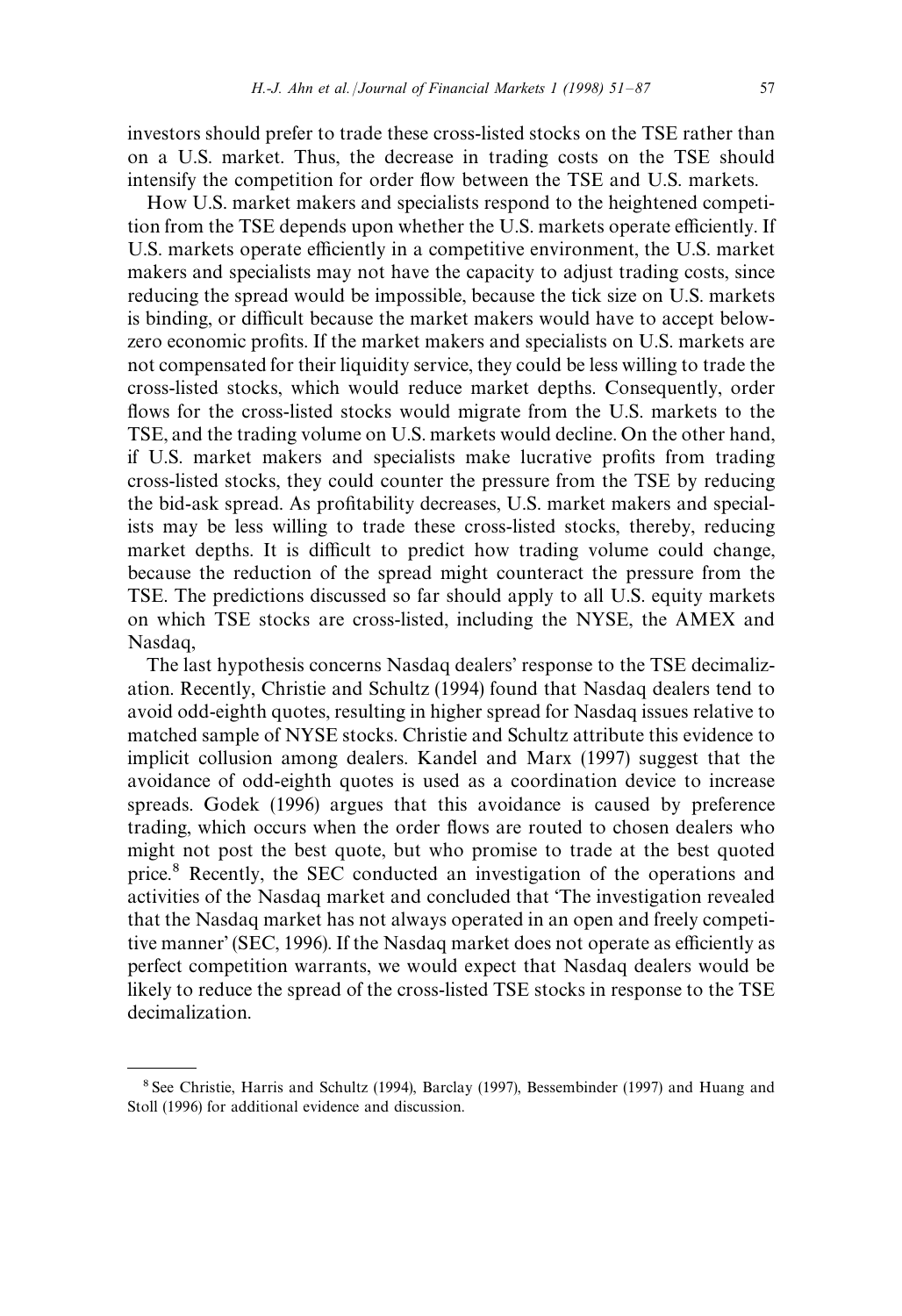investors should prefer to trade these cross-listed stocks on the TSE rather than on a U.S. market. Thus, the decrease in trading costs on the TSE should intensify the competition for order flow between the TSE and U.S. markets.

How U.S. market makers and specialists respond to the heightened competition from the TSE depends upon whether the U.S. markets operate efficiently. If U.S. markets operate efficiently in a competitive environment, the U.S. market makers and specialists may not have the capacity to adjust trading costs, since reducing the spread would be impossible, because the tick size on U.S. markets is binding, or difficult because the market makers would have to accept below-zero economic profits. If the market makers and specialists on U.S. markets are not compensated for their liquidity service, they could be less willing to trade the cross-listed stocks, which would reduce market depths. Consequently, order flows for the cross-listed stocks would migrate from the U.S. markets to the TSE, and the trading volume on U.S. markets would decline. On the other hand, if U.S. market makers and specialists make lucrative profits from trading cross-listed stocks, they could counter the pressure from the TSE by reducing the bid-ask spread. As profitability decreases, U.S. market makers and specialists may be less willing to trade these cross-listed stocks, thereby, reducing market depths. It is difficult to predict how trading volume could change, because the reduction of the spread might counteract the pressure from the TSE. The predictions discussed so far should apply to all U.S. equity markets on which TSE stocks are cross-listed, including the NYSE, the AMEX and Nasdaq,

The last hypothesis concerns Nasdaq dealers' response to the TSE decimalization. Recently, Christie and Schultz (1994) found that Nasdaq dealers tend to avoid odd-eighth quotes, resulting in higher spread for Nasdaq issues relative to matched sample of NYSE stocks. Christie and Schultz attribute this evidence to implicit collusion among dealers. Kandel and Marx (1997) suggest that the avoidance of odd-eighth quotes is used as a coordination device to increase spreads. Godek (1996) argues that this avoidance is caused by preference trading, which occurs when the order flows are routed to chosen dealers who might not post the best quote, but who promise to trade at the best quoted price.[8] Recently, the SEC conducted an investigation of the operations and activities of the Nasdaq market and concluded that 'The investigation revealed that the Nasdaq market has not always operated in an open and freely competitive manner' (SEC, 1996). If the Nasdaq market does not operate as efficiently as perfect competition warrants, we would expect that Nasdaq dealers would be likely to reduce the spread of the cross-listed TSE stocks in response to the TSE decimalization.

[8] See Christie, Harris and Schultz (1994), Barclay (1997), Bessembinder (1997) and Huang and Stoll (1996) for additional evidence and discussion.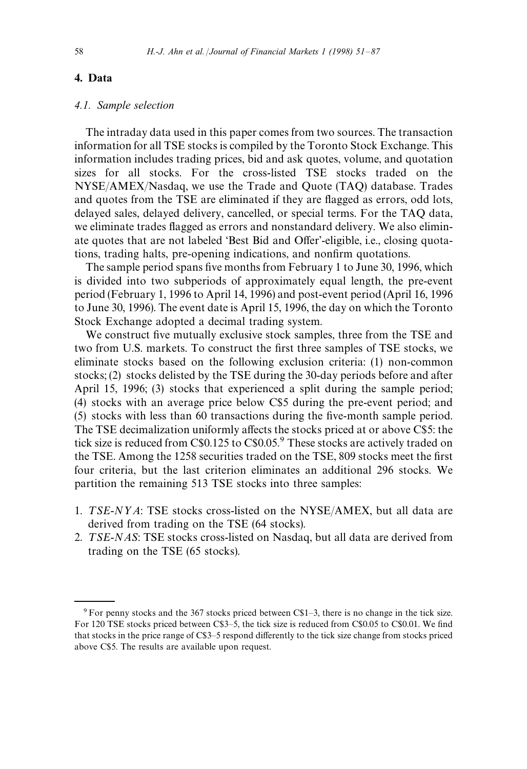## 4. Data

### 4.1. Sample selection

The intraday data used in this paper comes from two sources. The transaction information for all TSE stocks is compiled by the Toronto Stock Exchange. This information includes trading prices, bid and ask quotes, volume, and quotation sizes for all stocks. For the cross-listed TSE stocks traded on the NYSE/AMEX/Nasdaq, we use the Trade and Quote (TAQ) database. Trades and quotes from the TSE are eliminated if they are flagged as errors, odd lots, delayed sales, delayed delivery, cancelled, or special terms. For the TAQ data, we eliminate trades flagged as errors and nonstandard delivery. We also eliminate quotes that are not labeled 'Best Bid and Offer'-eligible, i.e., closing quotations, trading halts, pre-opening indications, and nonfirm quotations.

The sample period spans five months from February 1 to June 30, 1996, which is divided into two subperiods of approximately equal length, the pre-event period (February 1, 1996 to April 14, 1996) and post-event period (April 16, 1996 to June 30, 1996). The event date is April 15, 1996, the day on which the Toronto Stock Exchange adopted a decimal trading system.

We construct five mutually exclusive stock samples, three from the TSE and two from U.S. markets. To construct the first three samples of TSE stocks, we eliminate stocks based on the following exclusion criteria: (1) non-common stocks; (2) stocks delisted by the TSE during the 30-day periods before and after April 15, 1996; (3) stocks that experienced a split during the sample period; (4) stocks with an average price below C$5 during the pre-event period; and (5) stocks with less than 60 transactions during the five-month sample period. The TSE decimalization uniformly affects the stocks priced at or above C$5: the tick size is reduced from C$0.125 to C$0.05.[9] These stocks are actively traded on the TSE. Among the 1258 securities traded on the TSE, 809 stocks meet the first four criteria, but the last criterion eliminates an additional 296 stocks. We partition the remaining 513 TSE stocks into three samples:

1. *TSE-NYA*: TSE stocks cross-listed on the NYSE/AMEX, but all data are derived from trading on the TSE (64 stocks).
2. *TSE-NAS*: TSE stocks cross-listed on Nasdaq, but all data are derived from trading on the TSE (65 stocks).

---

[9] For penny stocks and the 367 stocks priced between C$1–3, there is no change in the tick size. For 120 TSE stocks priced between C$3–5, the tick size is reduced from C$0.05 to C$0.01. We find that stocks in the price range of C$3–5 respond differently to the tick size change from stocks priced above C$5. The results are available upon request.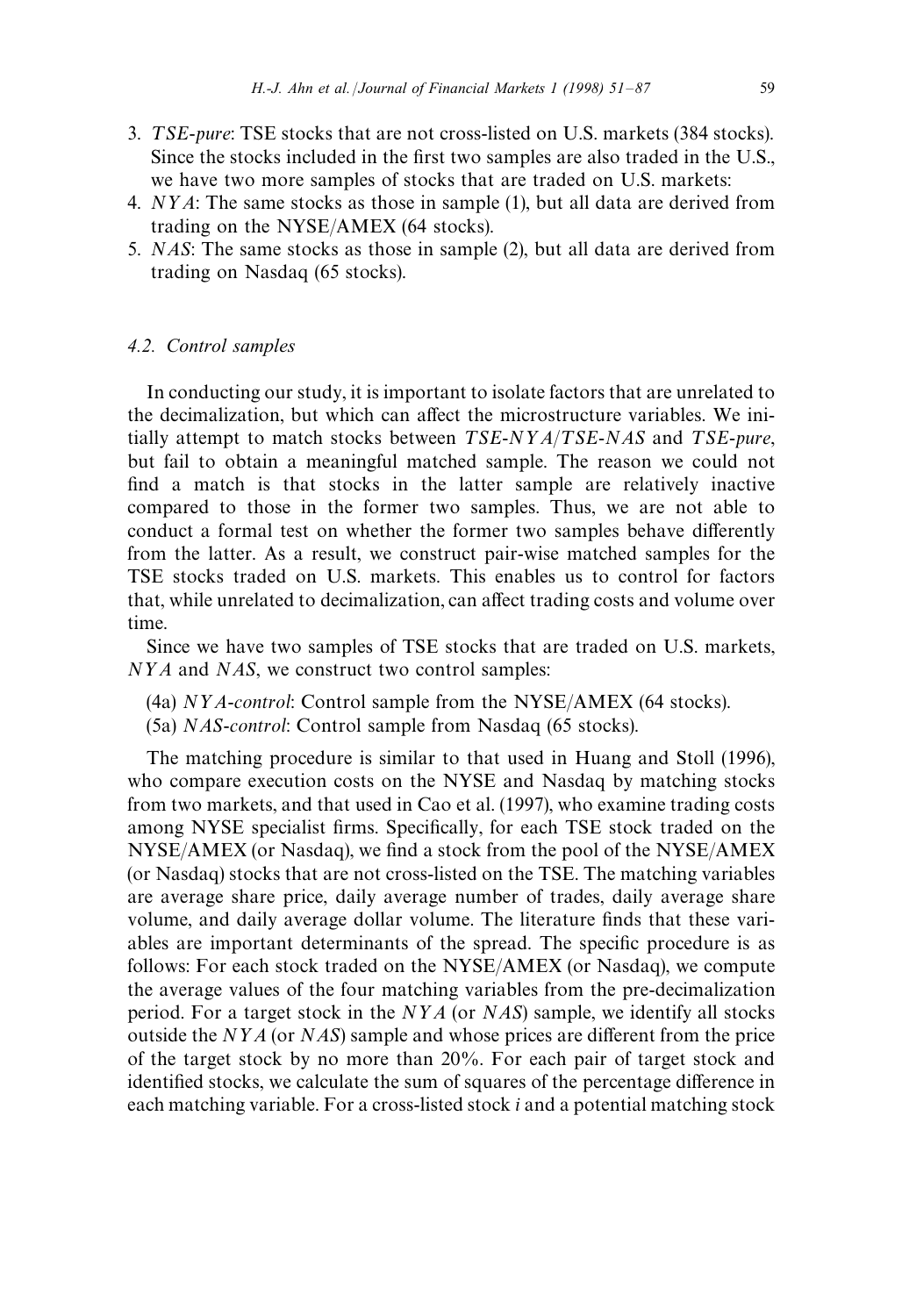3. *TSE-pure*: TSE stocks that are not cross-listed on U.S. markets (384 stocks). Since the stocks included in the first two samples are also traded in the U.S., we have two more samples of stocks that are traded on U.S. markets:
4. *NYA*: The same stocks as those in sample (1), but all data are derived from trading on the NYSE/AMEX (64 stocks).
5. *NAS*: The same stocks as those in sample (2), but all data are derived from trading on Nasdaq (65 stocks).

### 4.2. Control samples

In conducting our study, it is important to isolate factors that are unrelated to the decimalization, but which can affect the microstructure variables. We initially attempt to match stocks between *TSE-NYA*/*TSE-NAS* and *TSE-pure*, but fail to obtain a meaningful matched sample. The reason we could not find a match is that stocks in the latter sample are relatively inactive compared to those in the former two samples. Thus, we are not able to conduct a formal test on whether the former two samples behave differently from the latter. As a result, we construct pair-wise matched samples for the TSE stocks traded on U.S. markets. This enables us to control for factors that, while unrelated to decimalization, can affect trading costs and volume over time.

Since we have two samples of TSE stocks that are traded on U.S. markets, *NYA* and *NAS*, we construct two control samples:

(4a) *NYA-control*: Control sample from the NYSE/AMEX (64 stocks).
(5a) *NAS-control*: Control sample from Nasdaq (65 stocks).

The matching procedure is similar to that used in Huang and Stoll (1996), who compare execution costs on the NYSE and Nasdaq by matching stocks from two markets, and that used in Cao et al. (1997), who examine trading costs among NYSE specialist firms. Specifically, for each TSE stock traded on the NYSE/AMEX (or Nasdaq), we find a stock from the pool of the NYSE/AMEX (or Nasdaq) stocks that are not cross-listed on the TSE. The matching variables are average share price, daily average number of trades, daily average share volume, and daily average dollar volume. The literature finds that these variables are important determinants of the spread. The specific procedure is as follows: For each stock traded on the NYSE/AMEX (or Nasdaq), we compute the average values of the four matching variables from the pre-decimalization period. For a target stock in the *NYA* (or *NAS*) sample, we identify all stocks outside the *NYA* (or *NAS*) sample and whose prices are different from the price of the target stock by no more than 20%. For each pair of target stock and identified stocks, we calculate the sum of squares of the percentage difference in each matching variable. For a cross-listed stock $i$ and a potential matching stock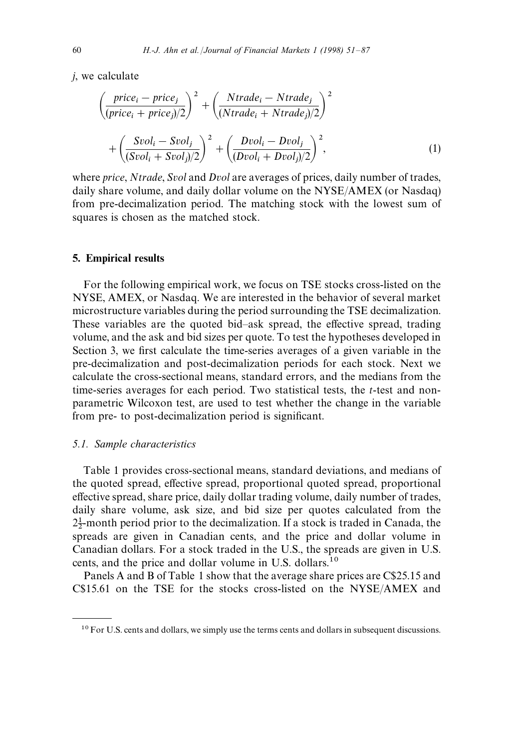*j*, we calculate

$$\left(\frac{price_i - price_j}{(price_i + price_j)/2}\right)^2 + \left(\frac{Ntrade_i - Ntrade_j}{(Ntrade_i + Ntrade_j)/2}\right)^2 + \left(\frac{Svol_i - Svol_j}{(Svol_i + Svol_j)/2}\right)^2 + \left(\frac{Dvol_i - Dvol_j}{(Dvol_i + Dvol_j)/2}\right)^2, \tag{1}$$

where *price*, *Ntrade*, *Svol* and *Dvol* are averages of prices, daily number of trades, daily share volume, and daily dollar volume on the NYSE/AMEX (or Nasdaq) from pre-decimalization period. The matching stock with the lowest sum of squares is chosen as the matched stock.

## 5. Empirical results

For the following empirical work, we focus on TSE stocks cross-listed on the NYSE, AMEX, or Nasdaq. We are interested in the behavior of several market microstructure variables during the period surrounding the TSE decimalization. These variables are the quoted bid–ask spread, the effective spread, trading volume, and the ask and bid sizes per quote. To test the hypotheses developed in Section 3, we first calculate the time-series averages of a given variable in the pre-decimalization and post-decimalization periods for each stock. Next we calculate the cross-sectional means, standard errors, and the medians from the time-series averages for each period. Two statistical tests, the *t*-test and non-parametric Wilcoxon test, are used to test whether the change in the variable from pre- to post-decimalization period is significant.

### 5.1. Sample characteristics

Table 1 provides cross-sectional means, standard deviations, and medians of the quoted spread, effective spread, proportional quoted spread, proportional effective spread, share price, daily dollar trading volume, daily number of trades, daily share volume, ask size, and bid size per quotes calculated from the $2\frac{1}{2}$-month period prior to the decimalization. If a stock is traded in Canada, the spreads are given in Canadian cents, and the price and dollar volume in Canadian dollars. For a stock traded in the U.S., the spreads are given in U.S. cents, and the price and dollar volume in U.S. dollars.[10]

Panels A and B of Table 1 show that the average share prices are C$25.15 and C$15.61 on the TSE for the stocks cross-listed on the NYSE/AMEX and

[10] For U.S. cents and dollars, we simply use the terms cents and dollars in subsequent discussions.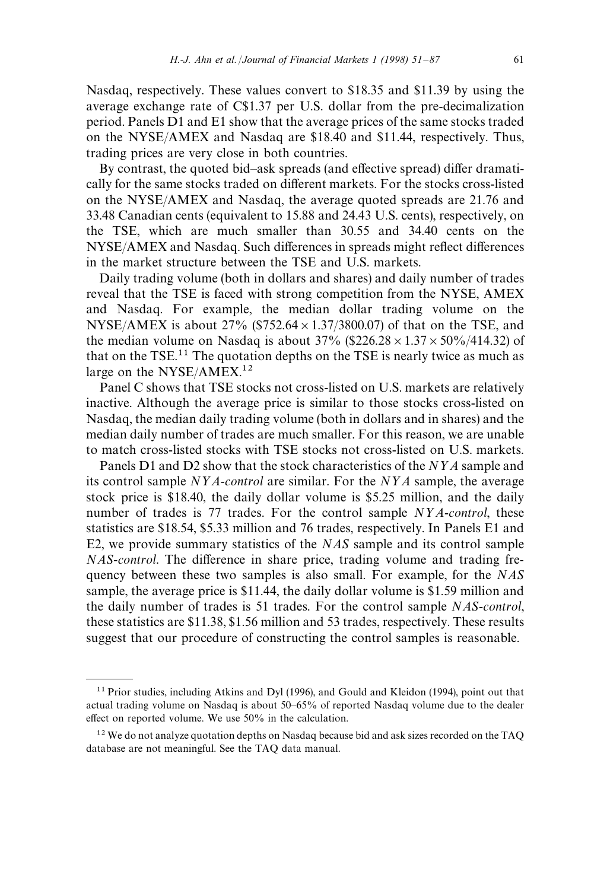Nasdaq, respectively. These values convert to \$18.35 and \$11.39 by using the average exchange rate of C\$1.37 per U.S. dollar from the pre-decimalization period. Panels D1 and E1 show that the average prices of the same stocks traded on the NYSE/AMEX and Nasdaq are \$18.40 and \$11.44, respectively. Thus, trading prices are very close in both countries.

By contrast, the quoted bid–ask spreads (and effective spread) differ dramatically for the same stocks traded on different markets. For the stocks cross-listed on the NYSE/AMEX and Nasdaq, the average quoted spreads are 21.76 and 33.48 Canadian cents (equivalent to 15.88 and 24.43 U.S. cents), respectively, on the TSE, which are much smaller than 30.55 and 34.40 cents on the NYSE/AMEX and Nasdaq. Such differences in spreads might reflect differences in the market structure between the TSE and U.S. markets.

Daily trading volume (both in dollars and shares) and daily number of trades reveal that the TSE is faced with strong competition from the NYSE, AMEX and Nasdaq. For example, the median dollar trading volume on the NYSE/AMEX is about 27% (\$752.64 × 1.37/3800.07) of that on the TSE, and the median volume on Nasdaq is about 37% (\$226.28 × 1.37 × 50%/414.32) of that on the TSE.[11] The quotation depths on the TSE is nearly twice as much as large on the NYSE/AMEX.[12]

Panel C shows that TSE stocks not cross-listed on U.S. markets are relatively inactive. Although the average price is similar to those stocks cross-listed on Nasdaq, the median daily trading volume (both in dollars and in shares) and the median daily number of trades are much smaller. For this reason, we are unable to match cross-listed stocks with TSE stocks not cross-listed on U.S. markets.

Panels D1 and D2 show that the stock characteristics of the *NYA* sample and its control sample *NYA-control* are similar. For the *NYA* sample, the average stock price is \$18.40, the daily dollar volume is \$5.25 million, and the daily number of trades is 77 trades. For the control sample *NYA-control*, these statistics are \$18.54, \$5.33 million and 76 trades, respectively. In Panels E1 and E2, we provide summary statistics of the *NAS* sample and its control sample *NAS-control*. The difference in share price, trading volume and trading frequency between these two samples is also small. For example, for the *NAS* sample, the average price is \$11.44, the daily dollar volume is \$1.59 million and the daily number of trades is 51 trades. For the control sample *NAS-control*, these statistics are \$11.38, \$1.56 million and 53 trades, respectively. These results suggest that our procedure of constructing the control samples is reasonable.

---

[11] Prior studies, including Atkins and Dyl (1996), and Gould and Kleidon (1994), point out that actual trading volume on Nasdaq is about 50–65% of reported Nasdaq volume due to the dealer effect on reported volume. We use 50% in the calculation.

[12] We do not analyze quotation depths on Nasdaq because bid and ask sizes recorded on the TAQ database are not meaningful. See the TAQ data manual.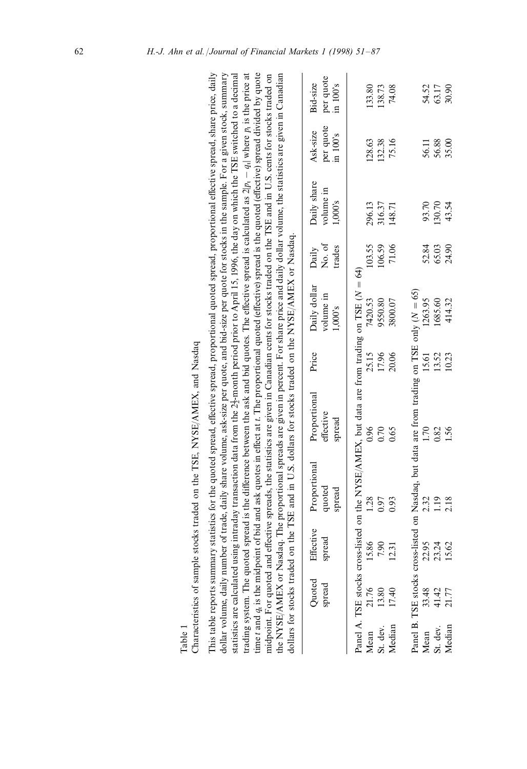Table 1

Characteristics of sample stocks traded on the TSE, NYSE/AMEX, and Nasdaq

This table reports summary statistics for the quoted spread, effective spread, proportional quoted spread, proportional effective spread, share price, daily dollar volume, daily number of trade, daily share volume, ask-size per quote, and bid-size per quote for stocks in the sample. For a given stock, summary statistics are calculated using intraday transaction data from the $2\frac{1}{2}$-month period prior to April 15, 1996, the day on which the TSE switched to a decimal trading system. The quoted spread is the difference between the ask and bid quotes. The effective spread is calculated as $2|p_t - q_t|$ where $p_t$ is the price at time $t$ and $q_t$ is the midpoint of bid and ask quotes in effect at $t$. The proportional quoted (effective) spread is the quoted (effective) spread divided by quote midpoint. For quoted and effective spreads, the statistics are given in Canadian cents for stocks traded on the TSE and in U.S. cents for stocks traded on the NYSE/AMEX or Nasdaq. The proportional spreads are given in percent. For share price and daily dollar volume, the statistics are given in Canadian dollars for stocks traded on the TSE and in U.S. dollars for stocks traded on the NYSE/AMEX or Nasdaq.

| | Quoted spread | Effective spread | Proportional quoted spread | Proportional effective spread | Price | Daily dollar volume in 1,000's | Daily No. of trades | Daily share volume in 1,000's | Ask-size per quote in 100's | Bid-size per quote in 100's |
|---|---|---|---|---|---|---|---|---|---|---|
| Panel A. TSE stocks cross-listed on the NYSE/AMEX, but data are from trading on TSE ($N = 64$) | | | | | | | | | | |
| Mean | 21.76 | 15.86 | 1.28 | 0.96 | 25.15 | 7420.53 | 103.55 | 296.13 | 128.63 | 133.80 |
| St. dev. | 13.80 | 7.90 | 0.97 | 0.70 | 17.96 | 9550.80 | 106.59 | 316.37 | 132.38 | 138.73 |
| Median | 17.40 | 12.31 | 0.93 | 0.65 | 20.06 | 3800.07 | 71.06 | 148.71 | 75.16 | 74.08 |
| Panel B. TSE stocks cross-listed on Nasdaq, but data are from trading on TSE only ($N = 65$) | | | | | | | | | | |
| Mean | 33.48 | 22.95 | 2.32 | 1.70 | 15.61 | 1263.95 | 52.84 | 93.70 | 56.11 | 54.52 |
| St. dev. | 41.42 | 23.24 | 1.19 | 0.82 | 13.52 | 1685.60 | 65.03 | 130.70 | 56.88 | 63.17 |
| Median | 21.77 | 15.62 | 2.18 | 1.56 | 10.23 | 414.32 | 24.90 | 43.54 | 35.00 | 30.90 |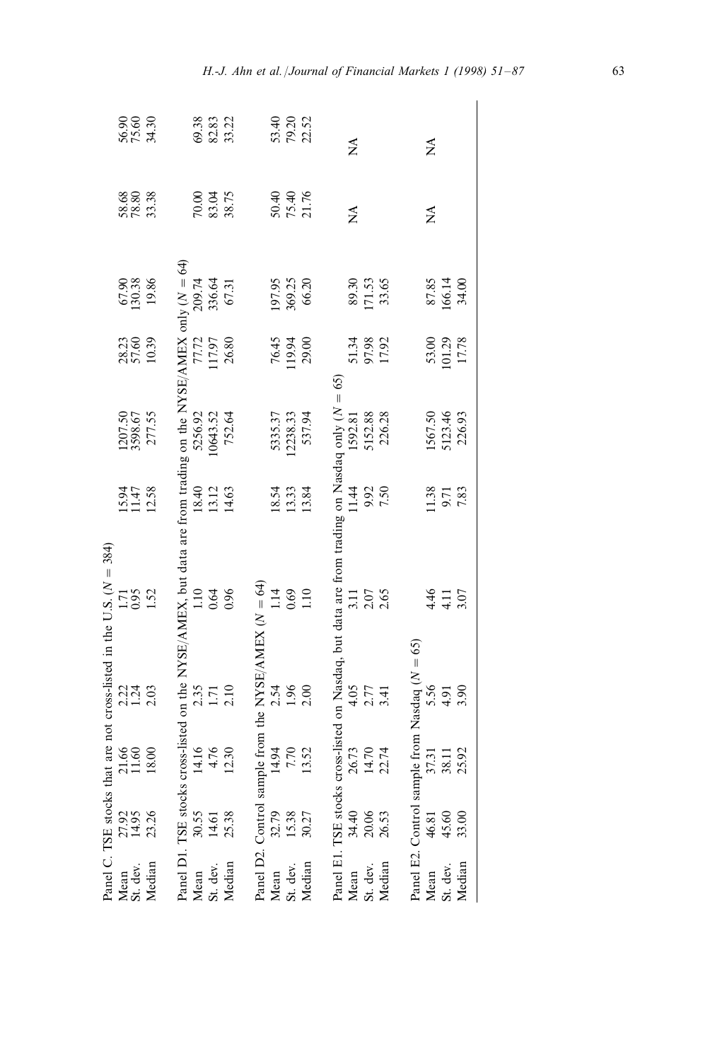| | | | | | | | | | |
|---|---|---|---|---|---|---|---|---|---|
| Panel C. TSE stocks that are not cross-listed in the U.S. ($N = 384$) | | | | | | | | | |
| Mean | 27.92 | 21.66 | 2.22 | 1.71 | 15.94 | 1207.50 | 28.23 | 67.90 | 58.68 | 56.90 |
| St. dev. | 14.95 | 11.60 | 1.24 | 0.95 | 11.47 | 3598.67 | 57.60 | 130.38 | 78.80 | 75.60 |
| Median | 23.26 | 18.00 | 2.03 | 1.52 | 12.58 | 277.55 | 10.39 | 19.86 | 33.38 | 34.30 |
| Panel D1. TSE stocks cross-listed on the NYSE/AMEX, but data are from trading on the NYSE/AMEX only ($N = 64$) | | | | | | | | | | |
| Mean | 30.55 | 14.16 | 2.35 | 1.10 | 18.40 | 5256.92 | 77.72 | 209.74 | 70.00 | 69.38 |
| St. dev. | 14.61 | 4.76 | 1.71 | 0.64 | 13.12 | 10643.52 | 117.97 | 336.64 | 83.04 | 82.83 |
| Median | 25.38 | 12.30 | 2.10 | 0.96 | 14.63 | 752.64 | 26.80 | 67.31 | 38.75 | 33.22 |
| Panel D2. Control sample from the NYSE/AMEX ($N = 64$) | | | | | | | | | | |
| Mean | 32.79 | 14.94 | 2.54 | 1.14 | 18.54 | 5335.37 | 76.45 | 197.95 | 50.40 | 53.40 |
| St. dev. | 15.38 | 7.70 | 1.96 | 0.69 | 13.33 | 12238.33 | 119.94 | 369.25 | 75.40 | 79.20 |
| Median | 30.27 | 13.52 | 2.00 | 1.10 | 13.84 | 537.94 | 29.00 | 66.20 | 21.76 | 22.52 |
| Panel E1. TSE stocks cross-listed on Nasdaq, but data are from trading on Nasdaq only ($N = 65$) | | | | | | | | | | |
| Mean | 34.40 | 26.73 | 4.05 | 3.11 | 11.44 | 1592.81 | 51.34 | 89.30 | NA | NA |
| St. dev. | 20.06 | 14.70 | 2.77 | 2.07 | 9.92 | 5152.88 | 97.98 | 171.53 | | |
| Median | 26.53 | 22.74 | 3.41 | 2.65 | 7.50 | 226.28 | 17.92 | 33.65 | | |
| Panel E2. Control sample from Nasdaq ($N = 65$) | | | | | | | | | | |
| Mean | 46.81 | 37.31 | 5.56 | 4.46 | 11.38 | 1567.50 | 53.00 | 87.85 | NA | NA |
| St. dev. | 45.60 | 38.11 | 4.91 | 4.11 | 9.71 | 5123.46 | 101.29 | 166.14 | | |
| Median | 33.00 | 25.92 | 3.90 | 3.07 | 7.83 | 226.93 | 17.78 | 34.00 | | |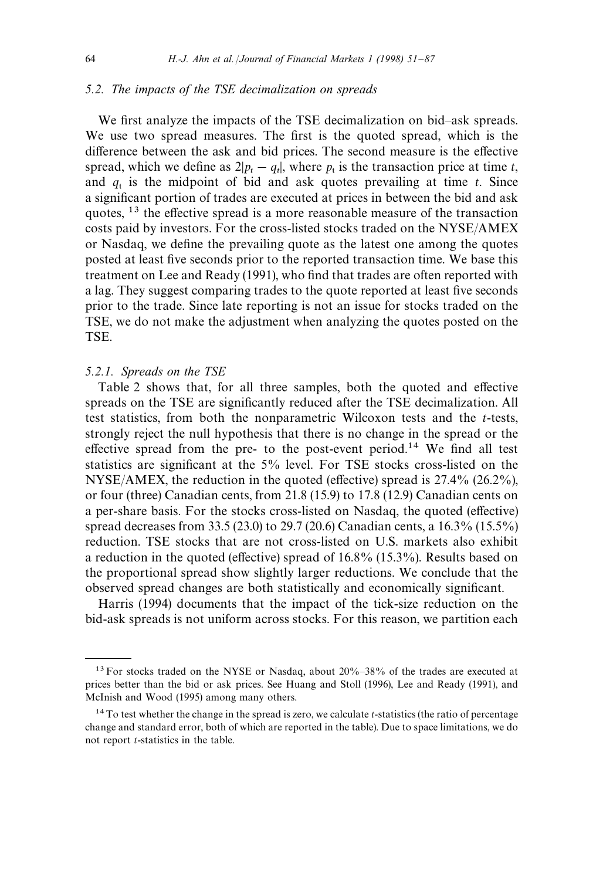### 5.2. The impacts of the TSE decimalization on spreads

We first analyze the impacts of the TSE decimalization on bid–ask spreads. We use two spread measures. The first is the quoted spread, which is the difference between the ask and bid prices. The second measure is the effective spread, which we define as $2|p_t - q_t|$, where $p_t$ is the transaction price at time $t$, and $q_t$ is the midpoint of bid and ask quotes prevailing at time $t$. Since a significant portion of trades are executed at prices in between the bid and ask quotes, [13] the effective spread is a more reasonable measure of the transaction costs paid by investors. For the cross-listed stocks traded on the NYSE/AMEX or Nasdaq, we define the prevailing quote as the latest one among the quotes posted at least five seconds prior to the reported transaction time. We base this treatment on Lee and Ready (1991), who find that trades are often reported with a lag. They suggest comparing trades to the quote reported at least five seconds prior to the trade. Since late reporting is not an issue for stocks traded on the TSE, we do not make the adjustment when analyzing the quotes posted on the TSE.

#### 5.2.1. Spreads on the TSE

Table 2 shows that, for all three samples, both the quoted and effective spreads on the TSE are significantly reduced after the TSE decimalization. All test statistics, from both the nonparametric Wilcoxon tests and the $t$-tests, strongly reject the null hypothesis that there is no change in the spread or the effective spread from the pre- to the post-event period.[14] We find all test statistics are significant at the 5% level. For TSE stocks cross-listed on the NYSE/AMEX, the reduction in the quoted (effective) spread is 27.4% (26.2%), or four (three) Canadian cents, from 21.8 (15.9) to 17.8 (12.9) Canadian cents on a per-share basis. For the stocks cross-listed on Nasdaq, the quoted (effective) spread decreases from 33.5 (23.0) to 29.7 (20.6) Canadian cents, a 16.3% (15.5%) reduction. TSE stocks that are not cross-listed on U.S. markets also exhibit a reduction in the quoted (effective) spread of 16.8% (15.3%). Results based on the proportional spread show slightly larger reductions. We conclude that the observed spread changes are both statistically and economically significant.

Harris (1994) documents that the impact of the tick-size reduction on the bid-ask spreads is not uniform across stocks. For this reason, we partition each

---

[13] For stocks traded on the NYSE or Nasdaq, about 20%–38% of the trades are executed at prices better than the bid or ask prices. See Huang and Stoll (1996), Lee and Ready (1991), and McInish and Wood (1995) among many others.

[14] To test whether the change in the spread is zero, we calculate $t$-statistics (the ratio of percentage change and standard error, both of which are reported in the table). Due to space limitations, we do not report $t$-statistics in the table.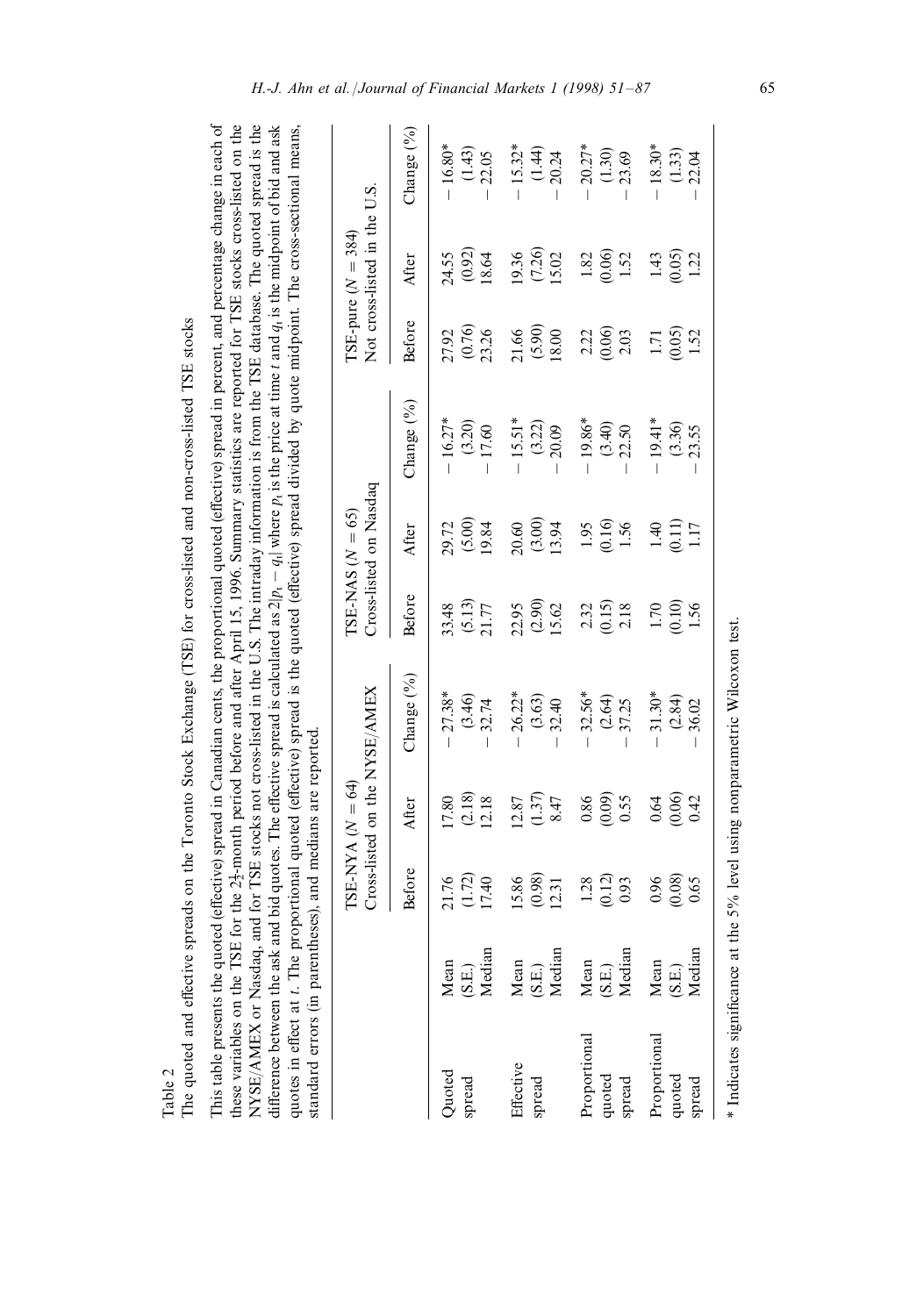Table 2

The quoted and effective spreads on the Toronto Stock Exchange (TSE) for cross-listed and non-cross-listed TSE stocks

This table presents the quoted (effective) spread in Canadian cents, the proportional quoted (effective) spread in percent, and percentage change in each of these variables on the TSE for the $2\frac{1}{2}$-month period before and after April 15, 1996. Summary statistics are reported for TSE stocks cross-listed on the NYSE/AMEX or Nasdaq, and for TSE stocks not cross-listed in the U.S. The intraday information is from the TSE database. The quoted spread is the difference between the ask and bid quotes. The effective spread is calculated as $2|p_t - q_t|$ where $p_t$ is the price at time $t$ and $q_t$ is the midpoint of bid and ask quotes in effect at $t$. The proportional quoted (effective) spread is the quoted (effective) spread divided by quote midpoint. The cross-sectional means, standard errors (in parentheses), and medians are reported.

| | | TSE-NYA ($N = 64$) Cross-listed on the NYSE/AMEX | | | TSE-NAS ($N = 65$) Cross-listed on Nasdaq | | | TSE-pure ($N = 384$) Not cross-listed in the U.S. | | |
|---|---|---|---|---|---|---|---|---|---|---|
| | | Before | After | Change (%) | Before | After | Change (%) | Before | After | Change (%) |
| Quoted spread | Mean | 21.76 | 17.80 | − 27.38* | 33.48 | 29.72 | − 16.27* | 27.92 | 24.55 | − 16.80* |
| | (S.E.) | (1.72) | (2.18) | (3.46) | (5.13) | (5.00) | (3.20) | (0.76) | (0.92) | (1.43) |
| | Median | 17.40 | 12.18 | − 32.74 | 21.77 | 19.84 | − 17.60 | 23.26 | 18.64 | − 22.05 |
| Effective spread | Mean | 15.86 | 12.87 | − 26.22* | 22.95 | 20.60 | − 15.51* | 21.66 | 19.36 | − 15.32* |
| | (S.E.) | (0.98) | (1.37) | (3.63) | (2.90) | (3.00) | (3.22) | (5.90) | (7.26) | (1.44) |
| | Median | 12.31 | 8.47 | − 32.40 | 15.62 | 13.94 | − 20.09 | 18.00 | 15.02 | − 20.24 |
| Proportional quoted spread | Mean | 1.28 | 0.86 | − 32.56* | 2.32 | 1.95 | − 19.86* | 2.22 | 1.82 | − 20.27* |
| | (S.E.) | (0.12) | (0.09) | (2.64) | (0.15) | (0.16) | (3.40) | (0.06) | (0.06) | (1.30) |
| | Median | 0.93 | 0.55 | − 37.25 | 2.18 | 1.56 | − 22.50 | 2.03 | 1.52 | − 23.69 |
| Proportional quoted spread | Mean | 0.96 | 0.64 | − 31.30* | 1.70 | 1.40 | − 19.41* | 1.71 | 1.43 | − 18.30* |
| | (S.E.) | (0.08) | (0.06) | (2.84) | (0.10) | (0.11) | (3.36) | (0.05) | (0.05) | (1.33) |
| | Median | 0.65 | 0.42 | − 36.02 | 1.56 | 1.17 | − 23.55 | 1.52 | 1.22 | − 22.04 |

* Indicates significance at the 5% level using nonparametric Wilcoxon test.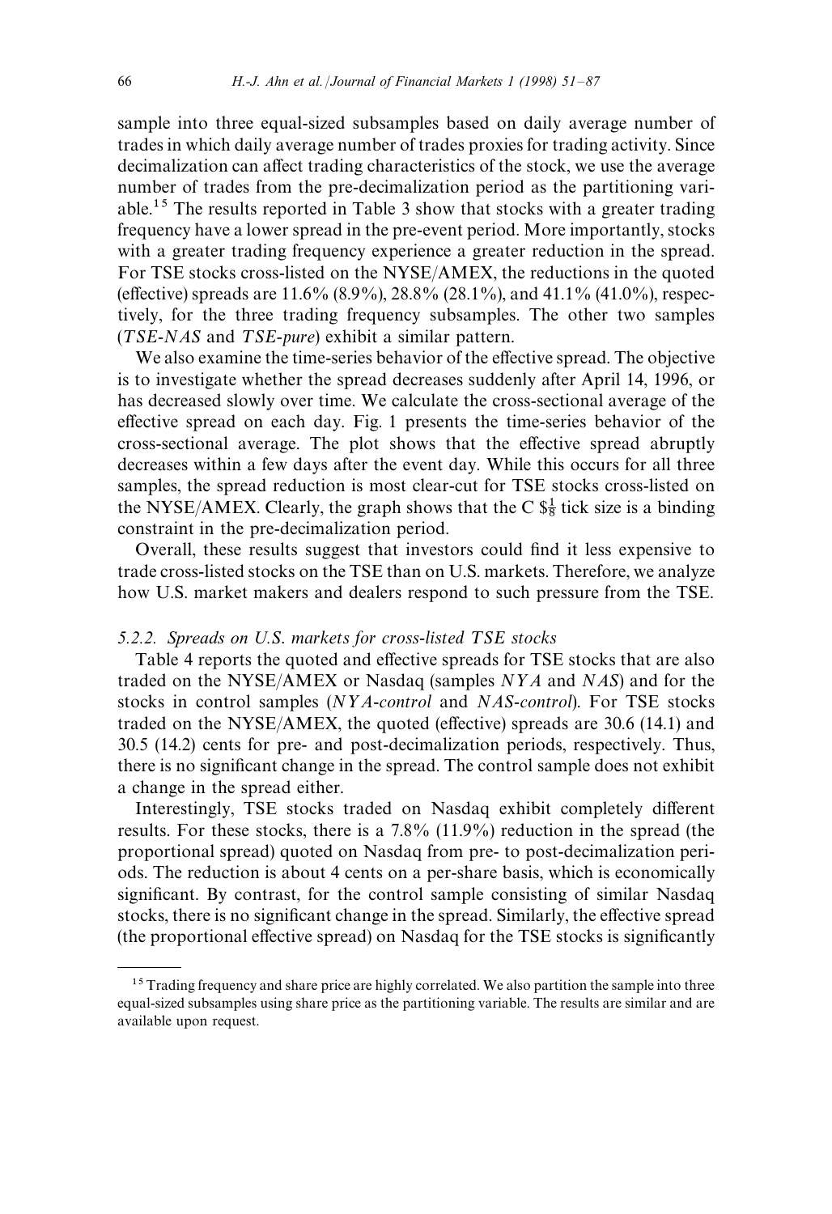sample into three equal-sized subsamples based on daily average number of trades in which daily average number of trades proxies for trading activity. Since decimalization can affect trading characteristics of the stock, we use the average number of trades from the pre-decimalization period as the partitioning variable.[15] The results reported in Table 3 show that stocks with a greater trading frequency have a lower spread in the pre-event period. More importantly, stocks with a greater trading frequency experience a greater reduction in the spread. For TSE stocks cross-listed on the NYSE/AMEX, the reductions in the quoted (effective) spreads are 11.6% (8.9%), 28.8% (28.1%), and 41.1% (41.0%), respectively, for the three trading frequency subsamples. The other two samples (*TSE-NAS* and *TSE-pure*) exhibit a similar pattern.

We also examine the time-series behavior of the effective spread. The objective is to investigate whether the spread decreases suddenly after April 14, 1996, or has decreased slowly over time. We calculate the cross-sectional average of the effective spread on each day. Fig. 1 presents the time-series behavior of the cross-sectional average. The plot shows that the effective spread abruptly decreases within a few days after the event day. While this occurs for all three samples, the spread reduction is most clear-cut for TSE stocks cross-listed on the NYSE/AMEX. Clearly, the graph shows that the C $\$\frac{1}{8}$ tick size is a binding constraint in the pre-decimalization period.

Overall, these results suggest that investors could find it less expensive to trade cross-listed stocks on the TSE than on U.S. markets. Therefore, we analyze how U.S. market makers and dealers respond to such pressure from the TSE.

### 5.2.2. Spreads on U.S. markets for cross-listed TSE stocks

Table 4 reports the quoted and effective spreads for TSE stocks that are also traded on the NYSE/AMEX or Nasdaq (samples *NYA* and *NAS*) and for the stocks in control samples (*NYA-control* and *NAS-control*). For TSE stocks traded on the NYSE/AMEX, the quoted (effective) spreads are 30.6 (14.1) and 30.5 (14.2) cents for pre- and post-decimalization periods, respectively. Thus, there is no significant change in the spread. The control sample does not exhibit a change in the spread either.

Interestingly, TSE stocks traded on Nasdaq exhibit completely different results. For these stocks, there is a 7.8% (11.9%) reduction in the spread (the proportional spread) quoted on Nasdaq from pre- to post-decimalization periods. The reduction is about 4 cents on a per-share basis, which is economically significant. By contrast, for the control sample consisting of similar Nasdaq stocks, there is no significant change in the spread. Similarly, the effective spread (the proportional effective spread) on Nasdaq for the TSE stocks is significantly

---

[15] Trading frequency and share price are highly correlated. We also partition the sample into three equal-sized subsamples using share price as the partitioning variable. The results are similar and are available upon request.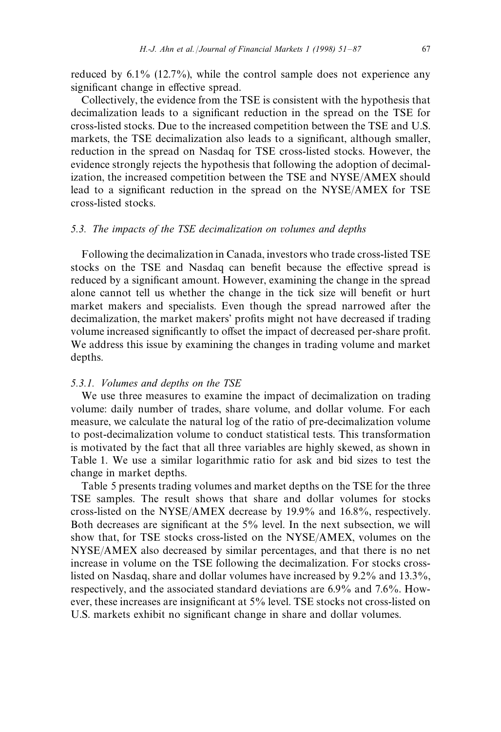reduced by 6.1% (12.7%), while the control sample does not experience any significant change in effective spread.

Collectively, the evidence from the TSE is consistent with the hypothesis that decimalization leads to a significant reduction in the spread on the TSE for cross-listed stocks. Due to the increased competition between the TSE and U.S. markets, the TSE decimalization also leads to a significant, although smaller, reduction in the spread on Nasdaq for TSE cross-listed stocks. However, the evidence strongly rejects the hypothesis that following the adoption of decimalization, the increased competition between the TSE and NYSE/AMEX should lead to a significant reduction in the spread on the NYSE/AMEX for TSE cross-listed stocks.

### *5.3. The impacts of the TSE decimalization on volumes and depths*

Following the decimalization in Canada, investors who trade cross-listed TSE stocks on the TSE and Nasdaq can benefit because the effective spread is reduced by a significant amount. However, examining the change in the spread alone cannot tell us whether the change in the tick size will benefit or hurt market makers and specialists. Even though the spread narrowed after the decimalization, the market makers' profits might not have decreased if trading volume increased significantly to offset the impact of decreased per-share profit. We address this issue by examining the changes in trading volume and market depths.

#### *5.3.1. Volumes and depths on the TSE*

We use three measures to examine the impact of decimalization on trading volume: daily number of trades, share volume, and dollar volume. For each measure, we calculate the natural log of the ratio of pre-decimalization volume to post-decimalization volume to conduct statistical tests. This transformation is motivated by the fact that all three variables are highly skewed, as shown in Table 1. We use a similar logarithmic ratio for ask and bid sizes to test the change in market depths.

Table 5 presents trading volumes and market depths on the TSE for the three TSE samples. The result shows that share and dollar volumes for stocks cross-listed on the NYSE/AMEX decrease by 19.9% and 16.8%, respectively. Both decreases are significant at the 5% level. In the next subsection, we will show that, for TSE stocks cross-listed on the NYSE/AMEX, volumes on the NYSE/AMEX also decreased by similar percentages, and that there is no net increase in volume on the TSE following the decimalization. For stocks cross-listed on Nasdaq, share and dollar volumes have increased by 9.2% and 13.3%, respectively, and the associated standard deviations are 6.9% and 7.6%. However, these increases are insignificant at 5% level. TSE stocks not cross-listed on U.S. markets exhibit no significant change in share and dollar volumes.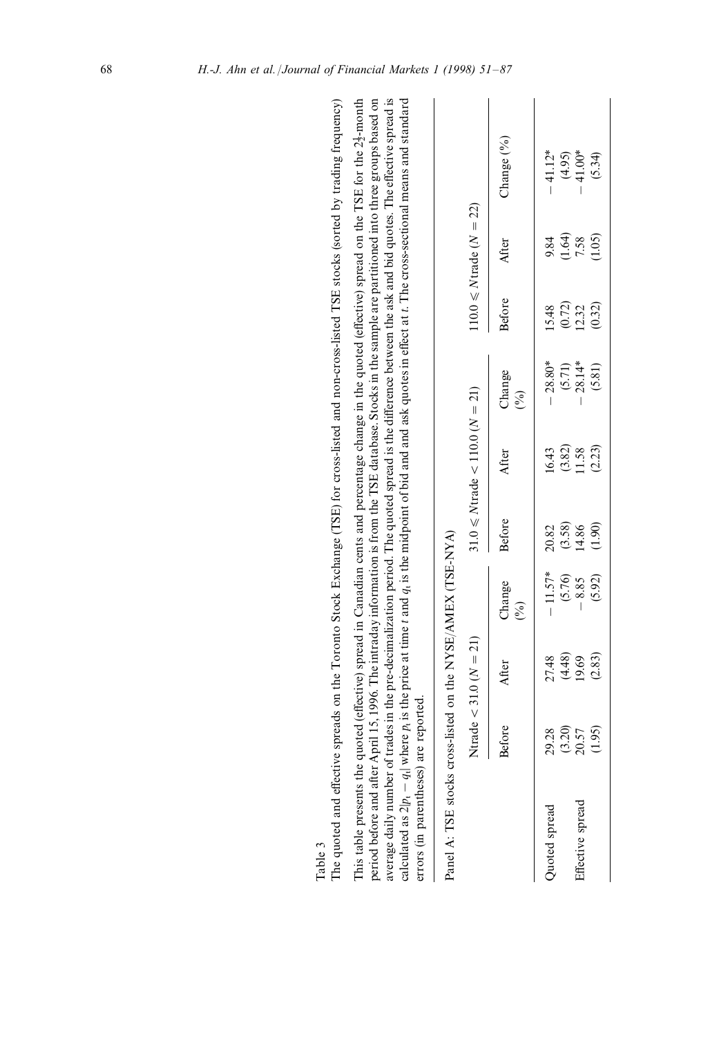Table 3

The quoted and effective spreads on the Toronto Stock Exchange (TSE) for cross-listed and non-cross-listed TSE stocks (sorted by trading frequency)

This table presents the quoted (effective) spread in Canadian cents and percentage change in the quoted (effective) spread on the TSE for the $2\frac{1}{2}$-month period before and after April 15, 1996. The intraday information is from the TSE database. Stocks in the sample are partitioned into three groups based on average daily number of trades in the pre-decimalization period. The quoted spread is the difference between the ask and bid quotes. The effective spread is calculated as $2|p_t - q_t|$ where $p_t$ is the price at time $t$ and $q_t$ is the midpoint of bid and ask quotes in effect at $t$. The cross-sectional means and standard errors (in parentheses) are reported.

Panel A: TSE stocks cross-listed on the NYSE/AMEX (TSE-NYA)

| | Ntrade < 31.0 ($N = 21$) | | | $31.0 \leqslant N$trade < 110.0 ($N = 21$) | | | $110.0 \leqslant N$trade ($N = 22$) | | |
|---|---|---|---|---|---|---|---|---|---|
| | Before | After | Change (%) | Before | After | Change (%) | Before | After | Change (%) |
| Quoted spread | 29.28 | 27.48 | − 11.57* | 20.82 | 16.43 | − 28.80* | 15.48 | 9.84 | − 41.12* |
| | (3.20) | (4.48) | (5.76) | (3.58) | (3.82) | (5.71) | (0.72) | (1.64) | (4.95) |
| Effective spread | 20.57 | 19.69 | − 8.85 | 14.86 | 11.58 | − 28.14* | 12.32 | 7.58 | − 41.00* |
| | (1.95) | (2.83) | (5.92) | (1.90) | (2.23) | (5.81) | (0.32) | (1.05) | (5.34) |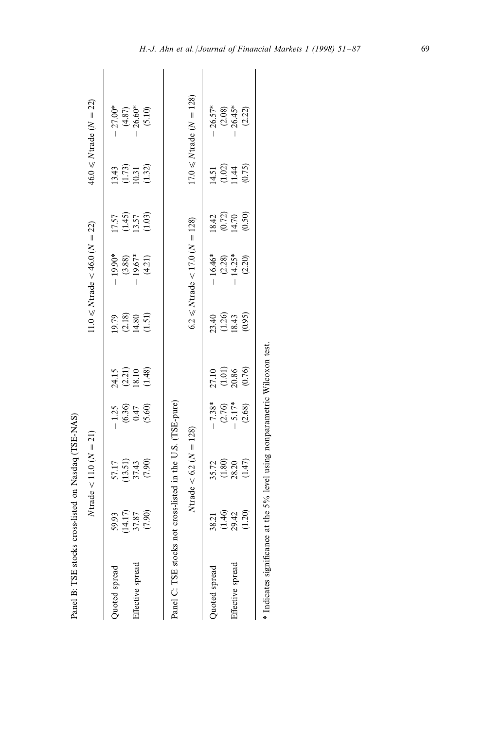Panel B: TSE stocks cross-listed on Nasdaq (TSE-NAS)

| | $N$trade < 11.0 ($N$ = 21) | | | $11.0 \leqslant N$trade < 46.0 ($N$ = 22) | | | $46.0 \leqslant N$trade ($N$ = 22) | | |
|---|---|---|---|---|---|---|---|---|---|
| Quoted spread | 59.93 | 57.17 | − 1.25 | 24.15 | 19.79 | − 19.90* | 17.57 | 13.43 | − 27.00* |
| | (14.17) | (13.51) | (6.36) | (2.21) | (2.18) | (3.88) | (1.45) | (1.73) | (4.87) |
| Effective spread | 37.87 | 37.43 | 0.47 | 18.10 | 14.80 | − 19.67* | 13.57 | 10.31 | − 26.60* |
| | (7.90) | (7.90) | (5.60) | (1.48) | (1.51) | (4.21) | (1.03) | (1.32) | (5.10) |

Panel C: TSE stocks not cross-listed in the U.S. (TSE-pure)

| | $N$trade < 6.2 ($N$ = 128) | | | $6.2 \leqslant N$trade < 17.0 ($N$ = 128) | | | $17.0 \leqslant N$trade ($N$ = 128) | | |
|---|---|---|---|---|---|---|---|---|---|
| Quoted spread | 38.21 | 35.72 | − 7.38* | 27.10 | 23.40 | − 16.46* | 18.42 | 14.51 | − 26.57* |
| | (1.46) | (1.80) | (2.76) | (1.01) | (1.26) | (2.28) | (0.72) | (1.02) | (2.08) |
| Effective spread | 29.42 | 28.20 | − 5.17* | 20.86 | 18.43 | − 14.25* | 14.70 | 11.44 | − 26.45* |
| | (1.20) | (1.47) | (2.68) | (0.76) | (0.95) | (2.20) | (0.50) | (0.75) | (2.22) |

* Indicates significance at the 5% level using nonparametric Wilcoxon test.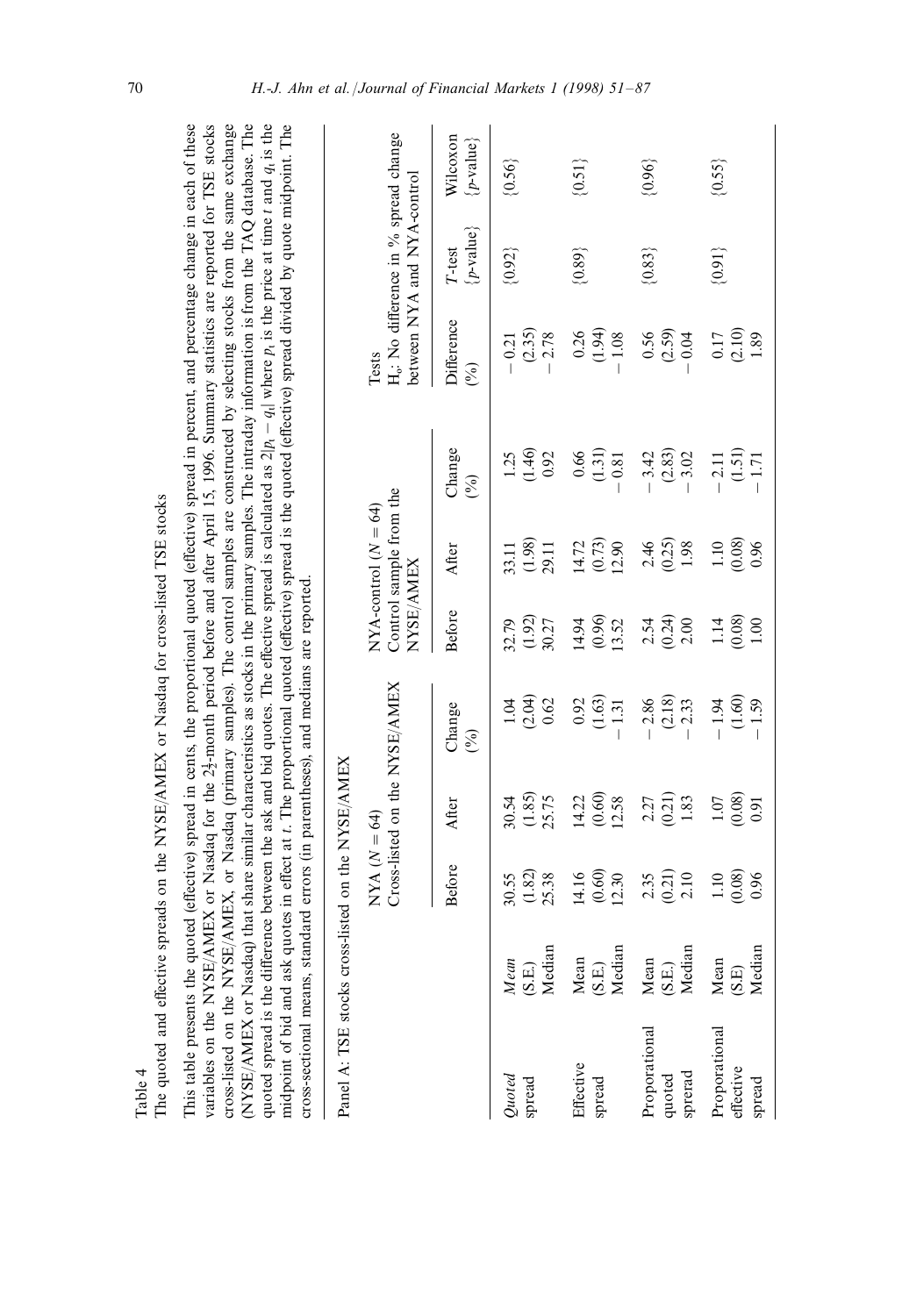Table 4

The quoted and effective spreads on the NYSE/AMEX or Nasdaq for cross-listed TSE stocks

This table presents the quoted (effective) spread in cents, the proportional quoted (effective) spread in percent, and percentage change in each of these variables on the NYSE/AMEX or Nasdaq for the $2\frac{1}{2}$-month period before and after April 15, 1996. Summary statistics are reported for TSE stocks cross-listed on the NYSE/AMEX, or Nasdaq (primary samples). The control samples are constructed by selecting stocks from the same exchange (NYSE/AMEX or Nasdaq) that share similar characteristics as stocks in the primary samples. The intraday information is from the TAQ database. The quoted spread is the difference between the ask and bid quotes. The effective spread is calculated as $2|p_t - q_t|$ where $p_t$ is the price at time $t$ and $q_t$ is the midpoint of bid and ask quotes in effect at $t$. The proportional quoted (effective) spread is the quoted (effective) spread divided by quote midpoint. The cross-sectional means, standard errors (in parentheses), and medians are reported.

Panel A: TSE stocks cross-listed on the NYSE/AMEX

| | | NYA ($N$ = 64) Cross-listed on the NYSE/AMEX | | | NYA-control ($N$ = 64) Control sample from the NYSE/AMEX | | | Tests $H_o$: No difference in % spread change between NYA and NYA-control | | |
|---|---|---|---|---|---|---|---|---|---|---|
| | | Before | After | Change (%) | Before | After | Change (%) | Difference (%) | $T$-test {$p$-value} | Wilcoxon {$p$-value} |
| *Quoted* spread | *Mean* | 30.55 | 30.54 | 1.04 | 32.79 | 33.11 | 1.25 | − 0.21 | {0.92} | {0.56} |
| | (S.E.) | (1.82) | (1.85) | (2.04) | (1.92) | (1.98) | (1.46) | (2.35) | | |
| | Median | 25.38 | 25.75 | 0.62 | 30.27 | 29.11 | 0.92 | − 2.78 | | |
| Effective spread | Mean | 14.16 | 14.22 | 0.92 | 14.94 | 14.72 | 0.66 | 0.26 | {0.89} | {0.51} |
| | (S.E.) | (0.60) | (0.60) | (1.63) | (0.96) | (0.73) | (1.31) | (1.94) | | |
| | Median | 12.30 | 12.58 | − 1.31 | 13.52 | 12.90 | − 0.81 | − 1.08 | | |
| Proporational quoted spread | Mean | 2.35 | 2.27 | − 2.86 | 2.54 | 2.46 | − 3.42 | 0.56 | {0.83} | {0.96} |
| | (S.E.) | (0.21) | (0.21) | (2.18) | (0.24) | (0.25) | (2.83) | (2.59) | | |
| | Median | 2.10 | 1.83 | − 2.33 | 2.00 | 1.98 | − 3.02 | − 0.04 | | |
| Proporational effective spread | Mean | 1.10 | 1.07 | − 1.94 | 1.14 | 1.10 | − 2.11 | 0.17 | {0.91} | {0.55} |
| | (S.E) | (0.08) | (0.08) | (1.60) | (0.08) | (0.08) | (1.51) | (2.10) | | |
| | Median | 0.96 | 0.91 | − 1.59 | 1.00 | 0.96 | − 1.71 | 1.89 | | |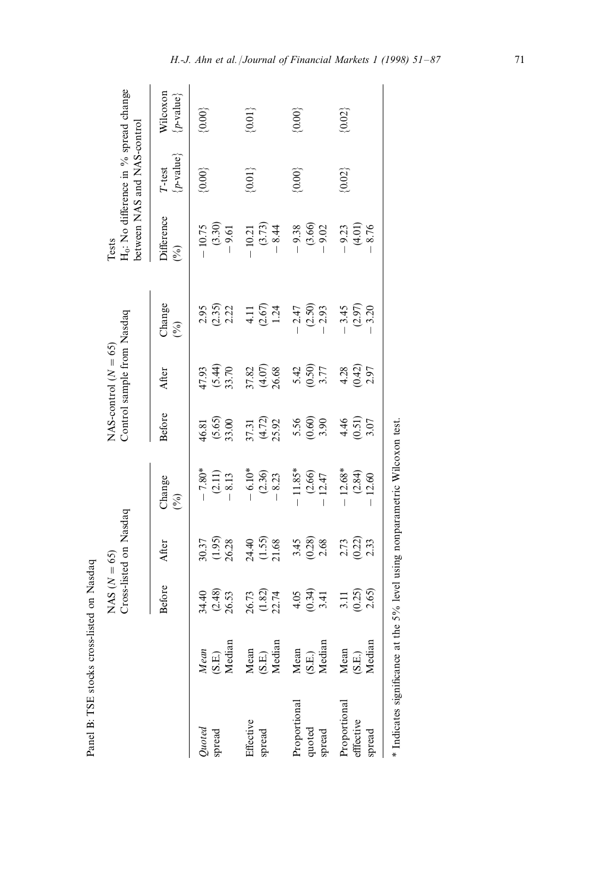Panel B: TSE stocks cross-listed on Nasdaq

| | | NAS ($N = 65$) Cross-listed on Nasdaq | | | NAS-control ($N = 65$) Control sample from Nasdaq | | | Tests $H_0$: No difference in % spread change between NAS and NAS-control | | |
|---|---|---|---|---|---|---|---|---|---|---|
| | | Before | After | Change (%) | Before | After | Change (%) | Difference (%) | *T*-test {*p*-value} | Wilcoxon {*p*-value} |
| *Quoted* spread | *Mean* | 34.40 | 30.37 | − 7.80* | 46.81 | 47.93 | 2.95 | − 10.75 | {0.00} | {0.00} |
| | (S.E.) | (2.48) | (1.95) | (2.11) | (5.65) | (5.44) | (2.35) | (3.30) | | |
| | Median | 26.53 | 26.28 | − 8.13 | 33.00 | 33.70 | 2.22 | − 9.61 | | |
| Effective spread | Mean | 26.73 | 24.40 | − 6.10* | 37.31 | 37.82 | 4.11 | − 10.21 | {0.01} | {0.01} |
| | (S.E.) | (1.82) | (1.55) | (2.36) | (4.72) | (4.07) | (2.67) | (3.73) | | |
| | Median | 22.74 | 21.68 | − 8.23 | 25.92 | 26.68 | 1.24 | − 8.44 | | |
| Proportional quoted spread | Mean | 4.05 | 3.45 | − 11.85* | 5.56 | 5.42 | − 2.47 | − 9.38 | {0.00} | {0.00} |
| | (S.E.) | (0.34) | (0.28) | (2.66) | (0.60) | (0.50) | (2.50) | (3.66) | | |
| | Median | 3.41 | 2.68 | − 12.47 | 3.90 | 3.77 | − 2.93 | − 9.02 | | |
| Proportional effective spread | Mean | 3.11 | 2.73 | − 12.68* | 4.46 | 4.28 | − 3.45 | − 9.23 | {0.02} | {0.02} |
| | (S.E.) | (0.25) | (0.22) | (2.84) | (0.51) | (0.42) | (2.97) | (4.01) | | |
| | Median | 2.65) | 2.33 | − 12.60 | 3.07 | 2.97 | − 3.20 | − 8.76 | | |

* Indicates significance at the 5% level using nonparametric Wilcoxon test.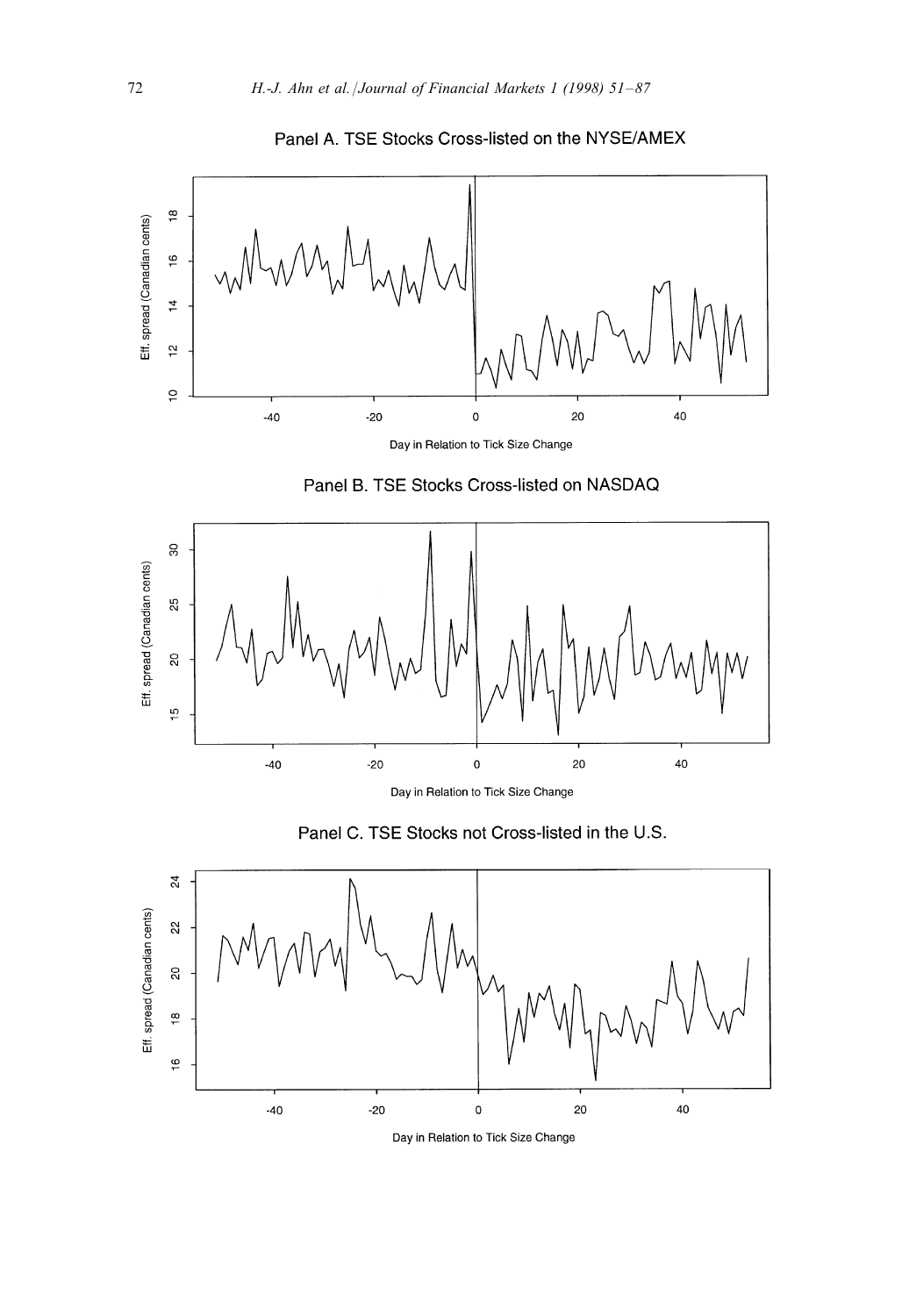Panel A. TSE Stocks Cross-listed on the NYSE/AMEX

Panel B. TSE Stocks Cross-listed on NASDAQ

Panel C. TSE Stocks not Cross-listed in the U.S.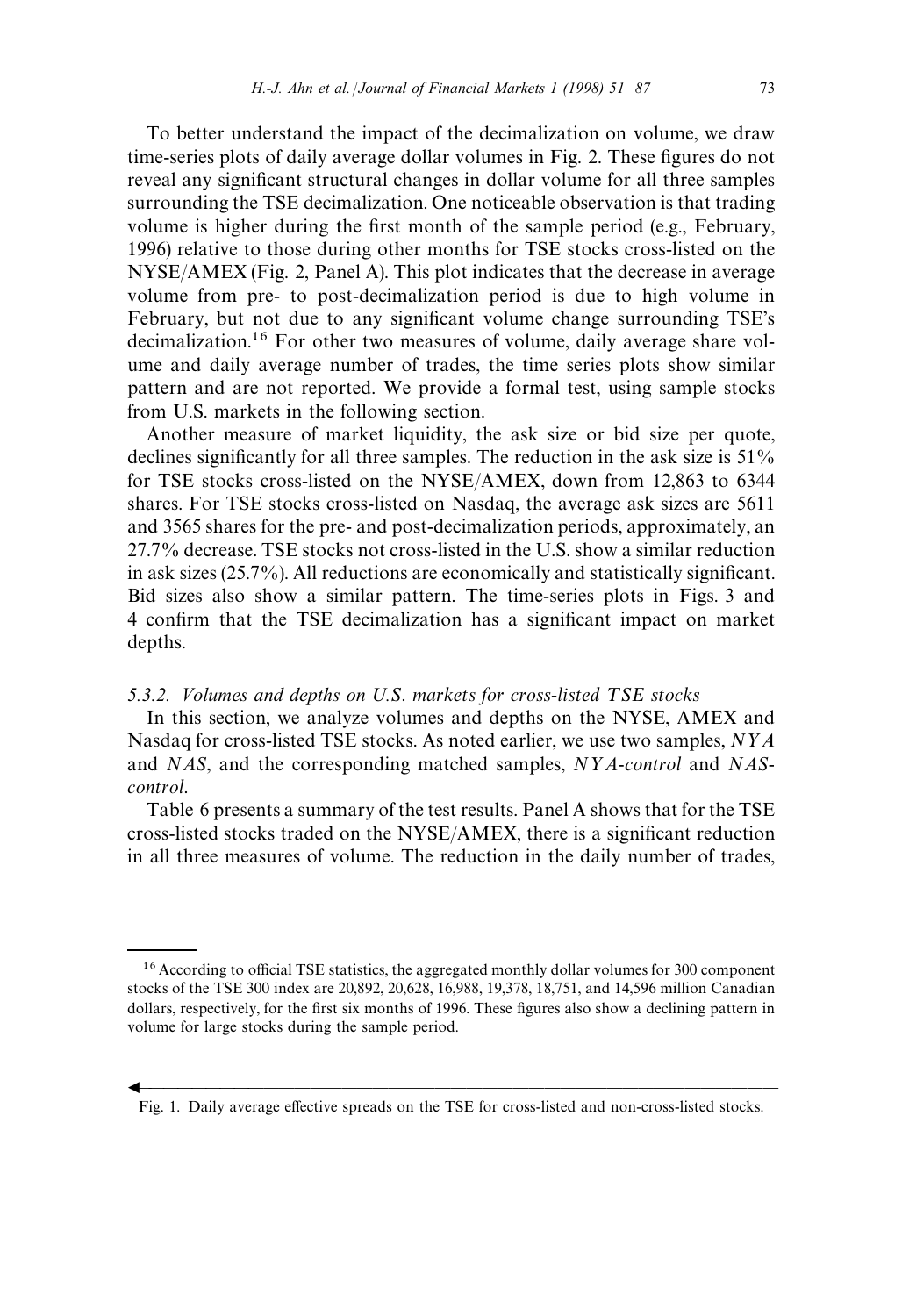To better understand the impact of the decimalization on volume, we draw time-series plots of daily average dollar volumes in Fig. 2. These figures do not reveal any significant structural changes in dollar volume for all three samples surrounding the TSE decimalization. One noticeable observation is that trading volume is higher during the first month of the sample period (e.g., February, 1996) relative to those during other months for TSE stocks cross-listed on the NYSE/AMEX (Fig. 2, Panel A). This plot indicates that the decrease in average volume from pre- to post-decimalization period is due to high volume in February, but not due to any significant volume change surrounding TSE's decimalization.[16] For other two measures of volume, daily average share volume and daily average number of trades, the time series plots show similar pattern and are not reported. We provide a formal test, using sample stocks from U.S. markets in the following section.

Another measure of market liquidity, the ask size or bid size per quote, declines significantly for all three samples. The reduction in the ask size is 51% for TSE stocks cross-listed on the NYSE/AMEX, down from 12,863 to 6344 shares. For TSE stocks cross-listed on Nasdaq, the average ask sizes are 5611 and 3565 shares for the pre- and post-decimalization periods, approximately, an 27.7% decrease. TSE stocks not cross-listed in the U.S. show a similar reduction in ask sizes (25.7%). All reductions are economically and statistically significant. Bid sizes also show a similar pattern. The time-series plots in Figs. 3 and 4 confirm that the TSE decimalization has a significant impact on market depths.

### 5.3.2. Volumes and depths on U.S. markets for cross-listed TSE stocks

In this section, we analyze volumes and depths on the NYSE, AMEX and Nasdaq for cross-listed TSE stocks. As noted earlier, we use two samples, *NYA* and *NAS*, and the corresponding matched samples, *NYA-control* and *NAS-control*.

Table 6 presents a summary of the test results. Panel A shows that for the TSE cross-listed stocks traded on the NYSE/AMEX, there is a significant reduction in all three measures of volume. The reduction in the daily number of trades,

[16] According to official TSE statistics, the aggregated monthly dollar volumes for 300 component stocks of the TSE 300 index are 20,892, 20,628, 16,988, 19,378, 18,751, and 14,596 million Canadian dollars, respectively, for the first six months of 1996. These figures also show a declining pattern in volume for large stocks during the sample period.

Fig. 1. Daily average effective spreads on the TSE for cross-listed and non-cross-listed stocks.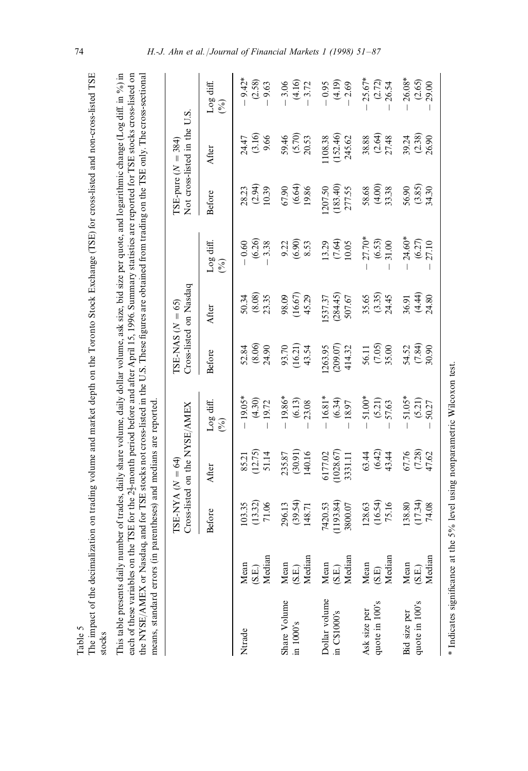Table 5

The impact of the decimalization on trading volume and market depth on the Toronto Stock Exchange (TSE) for cross-listed and non-cross-listed TSE stocks

This table presents daily number of trades, daily share volume, daily dollar volume, ask size, bid size per quote, and logarithmic change (Log diff. in %) in each of these variables on the TSE for the $2\frac{1}{2}$-month period before and after April 15, 1996. Summary statistics are reported for TSE stocks cross-listed on the NYSE/AMEX or Nasdaq, and for TSE stocks not cross-listed in the U.S. These figures are obtained from trading on the TSE only. The cross-sectional means, standard errors (in parentheses) and medians are reported.

| | | TSE-NYA ($N = 64$) Cross-listed on the NYSE/AMEX | | | TSE-NAS ($N = 65$) Cross-listed on Nasdaq | | | TSE-pure ($N = 384$) Not cross-listed in the U.S. | | |
|---|---|---|---|---|---|---|---|---|---|---|
| | | Before | After | Log diff. (%) | Before | After | Log diff. (%) | Before | After | Log diff. (%) |
| Ntrade | Mean | 103.35 | 85.21 | − 19.05* | 52.84 | 50.34 | − 0.60 | 28.23 | 24.47 | − 9.42* |
| | (S.E.) | (13.32) | (12.75) | (4.30) | (8.06) | (8.08) | (6.26) | (2.94) | (3.16) | (2.58) |
| | Median | 71.06 | 51.14 | − 19.72 | 24.90 | 23.35 | − 3.38 | 10.39 | 9.66 | − 9.63 |
| Share Volume in 1000's | Mean | 296.13 | 235.87 | − 19.86* | 93.70 | 98.09 | 9.22 | 67.90 | 59.46 | − 3.06 |
| | (S.E.) | (39.54) | (30.91) | (6.13) | (16.21) | (16.67) | (6.90) | (6.64) | (5.70) | (4.16) |
| | Median | 148.71 | 140.16 | − 23.08 | 43.54 | 45.29 | 8.53 | 19.86 | 20.53 | − 3.72 |
| Dollar volume in C$1000's | Mean | 7420.53 | 6177.02 | − 16.81* | 1263.95 | 1537.37 | 13.29 | 1207.50 | 1108.38 | − 0.95 |
| | (S.E.) | (1193.84) | (1028.67) | (6.34) | (209.07) | (284.45) | (7.64) | (183.40) | (152.46) | (4.19) |
| | Median | 3800.07 | 3331.11 | − 18.97 | 414.32 | 507.67 | 10.05 | 277.55 | 245.62 | − 2.69 |
| Ask size per quote in 100's | Mean | 128.63 | 63.44 | − 51.00* | 56.11 | 35.65 | − 27.70* | 58.68 | 38.88 | − 25.67* |
| | (S.E) | (16.54) | (6.42) | (5.21) | (7.05) | (3.35) | (6.53) | (4.00) | (2.64) | (2.72) |
| | Median | 75.16 | 43.44 | − 57.63 | 35.00 | 24.45 | − 31.00 | 33.38 | 27.48 | − 26.54 |
| Bid size per quote in 100's | Mean | 138.80 | 67.76 | − 51.05* | 54.52 | 36.91 | − 24.60* | 56.90 | 39.24 | − 26.08* |
| | (S.E.) | (17.34) | (7.28) | (5.21) | (7.84) | (4.44) | (6.27) | (3.85) | (2.38) | (2.65) |
| | Median | 74.08 | 47.62 | − 50.27 | 30.90 | 24.80 | − 27.10 | 34.30 | 26.90 | − 29.00 |

\* Indicates significance at the 5% level using nonparametric Wilcoxon test.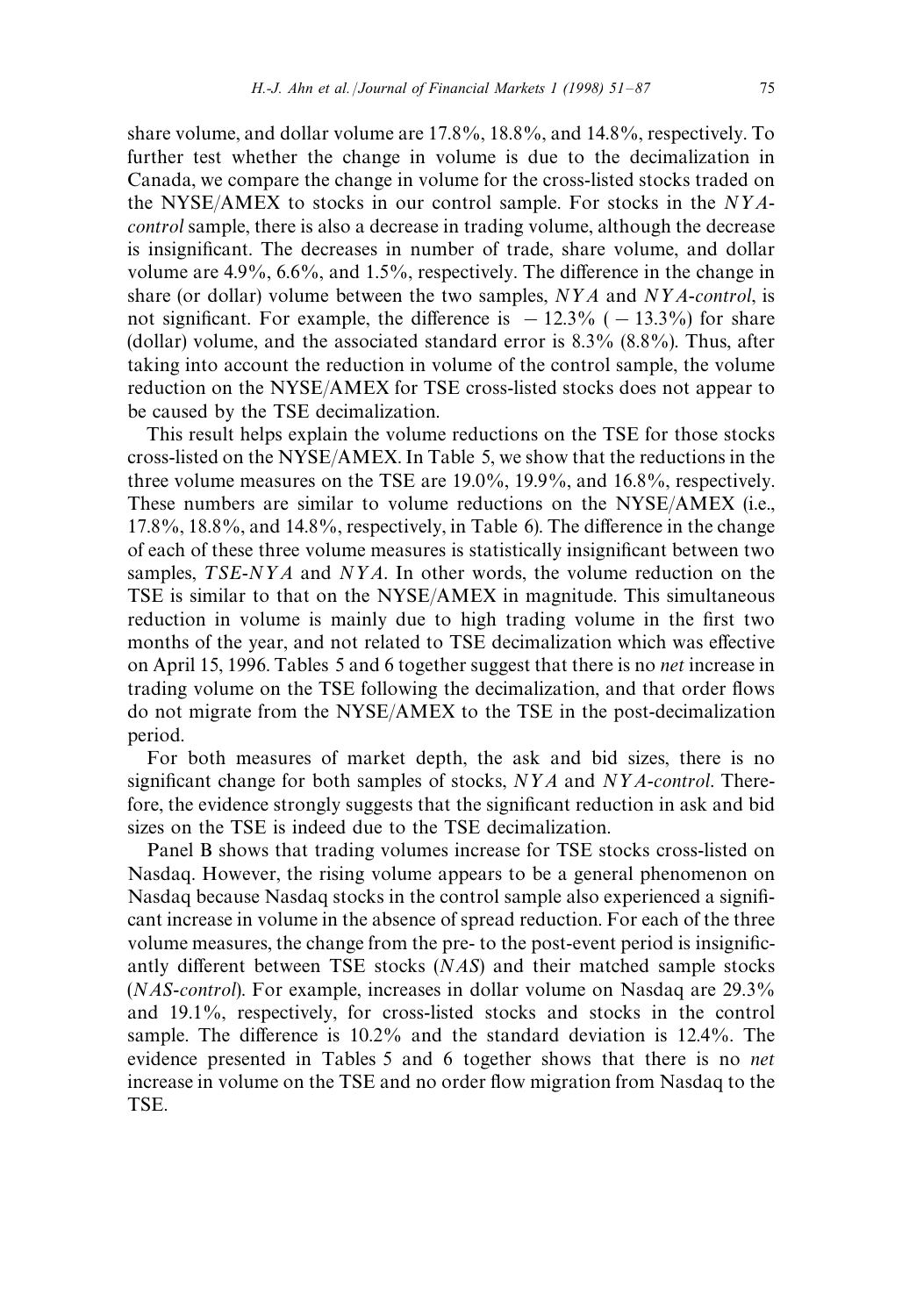share volume, and dollar volume are 17.8%, 18.8%, and 14.8%, respectively. To further test whether the change in volume is due to the decimalization in Canada, we compare the change in volume for the cross-listed stocks traded on the NYSE/AMEX to stocks in our control sample. For stocks in the *NYA-control* sample, there is also a decrease in trading volume, although the decrease is insignificant. The decreases in number of trade, share volume, and dollar volume are 4.9%, 6.6%, and 1.5%, respectively. The difference in the change in share (or dollar) volume between the two samples, *NYA* and *NYA-control*, is not significant. For example, the difference is $-12.3\%$ ($-13.3\%$) for share (dollar) volume, and the associated standard error is 8.3% (8.8%). Thus, after taking into account the reduction in volume of the control sample, the volume reduction on the NYSE/AMEX for TSE cross-listed stocks does not appear to be caused by the TSE decimalization.

This result helps explain the volume reductions on the TSE for those stocks cross-listed on the NYSE/AMEX. In Table 5, we show that the reductions in the three volume measures on the TSE are 19.0%, 19.9%, and 16.8%, respectively. These numbers are similar to volume reductions on the NYSE/AMEX (i.e., 17.8%, 18.8%, and 14.8%, respectively, in Table 6). The difference in the change of each of these three volume measures is statistically insignificant between two samples, *TSE-NYA* and *NYA*. In other words, the volume reduction on the TSE is similar to that on the NYSE/AMEX in magnitude. This simultaneous reduction in volume is mainly due to high trading volume in the first two months of the year, and not related to TSE decimalization which was effective on April 15, 1996. Tables 5 and 6 together suggest that there is no *net* increase in trading volume on the TSE following the decimalization, and that order flows do not migrate from the NYSE/AMEX to the TSE in the post-decimalization period.

For both measures of market depth, the ask and bid sizes, there is no significant change for both samples of stocks, *NYA* and *NYA-control*. Therefore, the evidence strongly suggests that the significant reduction in ask and bid sizes on the TSE is indeed due to the TSE decimalization.

Panel B shows that trading volumes increase for TSE stocks cross-listed on Nasdaq. However, the rising volume appears to be a general phenomenon on Nasdaq because Nasdaq stocks in the control sample also experienced a significant increase in volume in the absence of spread reduction. For each of the three volume measures, the change from the pre- to the post-event period is insignificantly different between TSE stocks (*NAS*) and their matched sample stocks (*NAS-control*). For example, increases in dollar volume on Nasdaq are 29.3% and 19.1%, respectively, for cross-listed stocks and stocks in the control sample. The difference is 10.2% and the standard deviation is 12.4%. The evidence presented in Tables 5 and 6 together shows that there is no *net* increase in volume on the TSE and no order flow migration from Nasdaq to the TSE.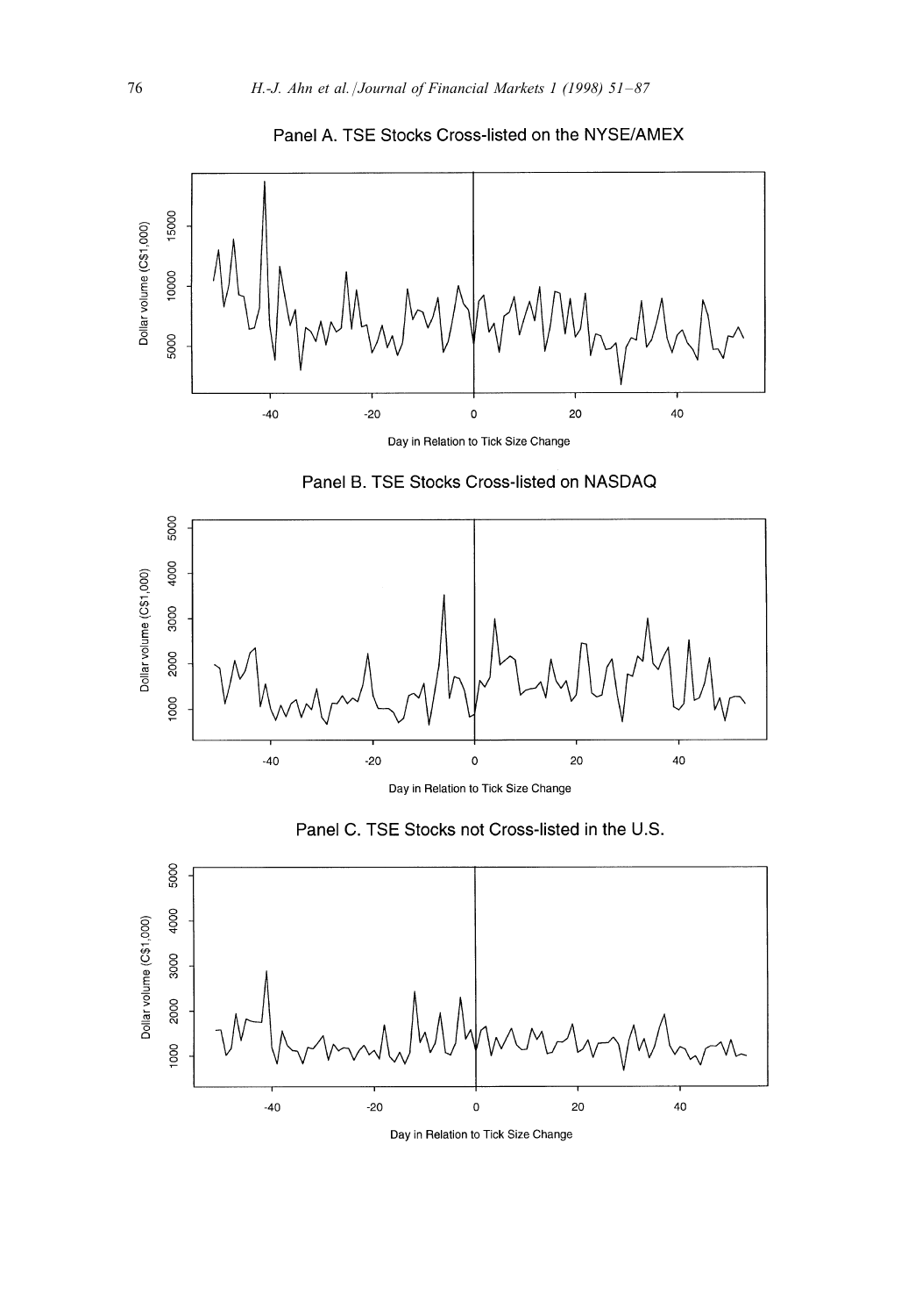Panel A. TSE Stocks Cross-listed on the NYSE/AMEX

Dollar volume (C$1,000)

Day in Relation to Tick Size Change

Panel B. TSE Stocks Cross-listed on NASDAQ

Dollar volume (C$1,000)

Day in Relation to Tick Size Change

Panel C. TSE Stocks not Cross-listed in the U.S.

Dollar volume (C$1,000)

Day in Relation to Tick Size Change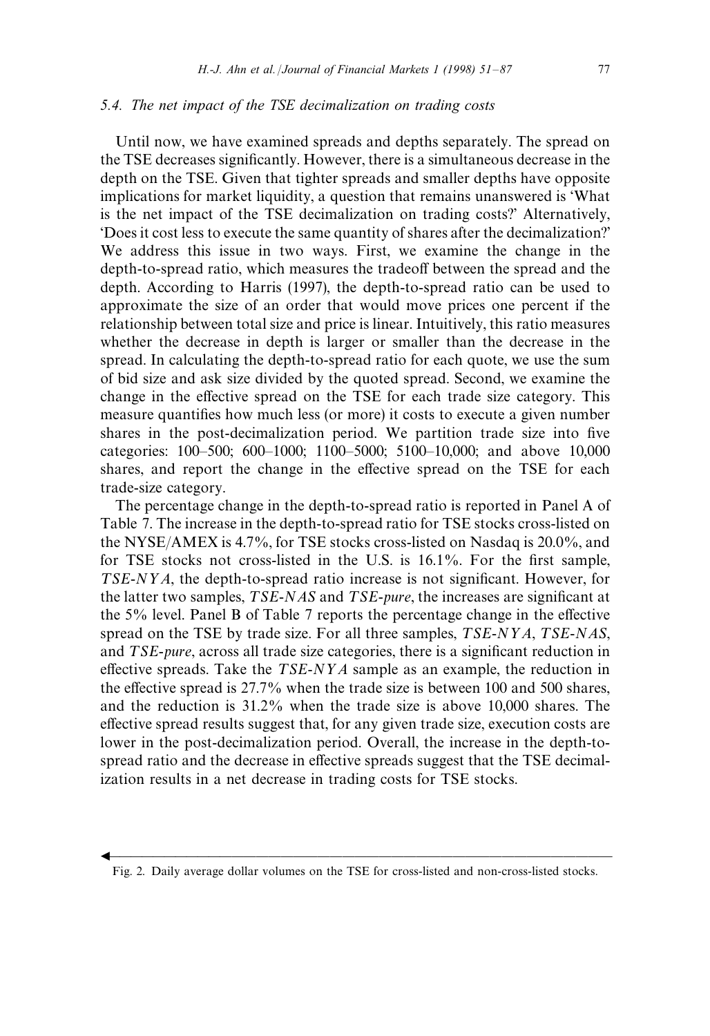### 5.4. The net impact of the TSE decimalization on trading costs

Until now, we have examined spreads and depths separately. The spread on the TSE decreases significantly. However, there is a simultaneous decrease in the depth on the TSE. Given that tighter spreads and smaller depths have opposite implications for market liquidity, a question that remains unanswered is 'What is the net impact of the TSE decimalization on trading costs?' Alternatively, 'Does it cost less to execute the same quantity of shares after the decimalization?' We address this issue in two ways. First, we examine the change in the depth-to-spread ratio, which measures the tradeoff between the spread and the depth. According to Harris (1997), the depth-to-spread ratio can be used to approximate the size of an order that would move prices one percent if the relationship between total size and price is linear. Intuitively, this ratio measures whether the decrease in depth is larger or smaller than the decrease in the spread. In calculating the depth-to-spread ratio for each quote, we use the sum of bid size and ask size divided by the quoted spread. Second, we examine the change in the effective spread on the TSE for each trade size category. This measure quantifies how much less (or more) it costs to execute a given number shares in the post-decimalization period. We partition trade size into five categories: 100–500; 600–1000; 1100–5000; 5100–10,000; and above 10,000 shares, and report the change in the effective spread on the TSE for each trade-size category.

The percentage change in the depth-to-spread ratio is reported in Panel A of Table 7. The increase in the depth-to-spread ratio for TSE stocks cross-listed on the NYSE/AMEX is 4.7%, for TSE stocks cross-listed on Nasdaq is 20.0%, and for TSE stocks not cross-listed in the U.S. is 16.1%. For the first sample, *TSE-NYA*, the depth-to-spread ratio increase is not significant. However, for the latter two samples, *TSE-NAS* and *TSE-pure*, the increases are significant at the 5% level. Panel B of Table 7 reports the percentage change in the effective spread on the TSE by trade size. For all three samples, *TSE-NYA*, *TSE-NAS*, and *TSE-pure*, across all trade size categories, there is a significant reduction in effective spreads. Take the *TSE-NYA* sample as an example, the reduction in the effective spread is 27.7% when the trade size is between 100 and 500 shares, and the reduction is 31.2% when the trade size is above 10,000 shares. The effective spread results suggest that, for any given trade size, execution costs are lower in the post-decimalization period. Overall, the increase in the depth-to-spread ratio and the decrease in effective spreads suggest that the TSE decimalization results in a net decrease in trading costs for TSE stocks.

Fig. 2. Daily average dollar volumes on the TSE for cross-listed and non-cross-listed stocks.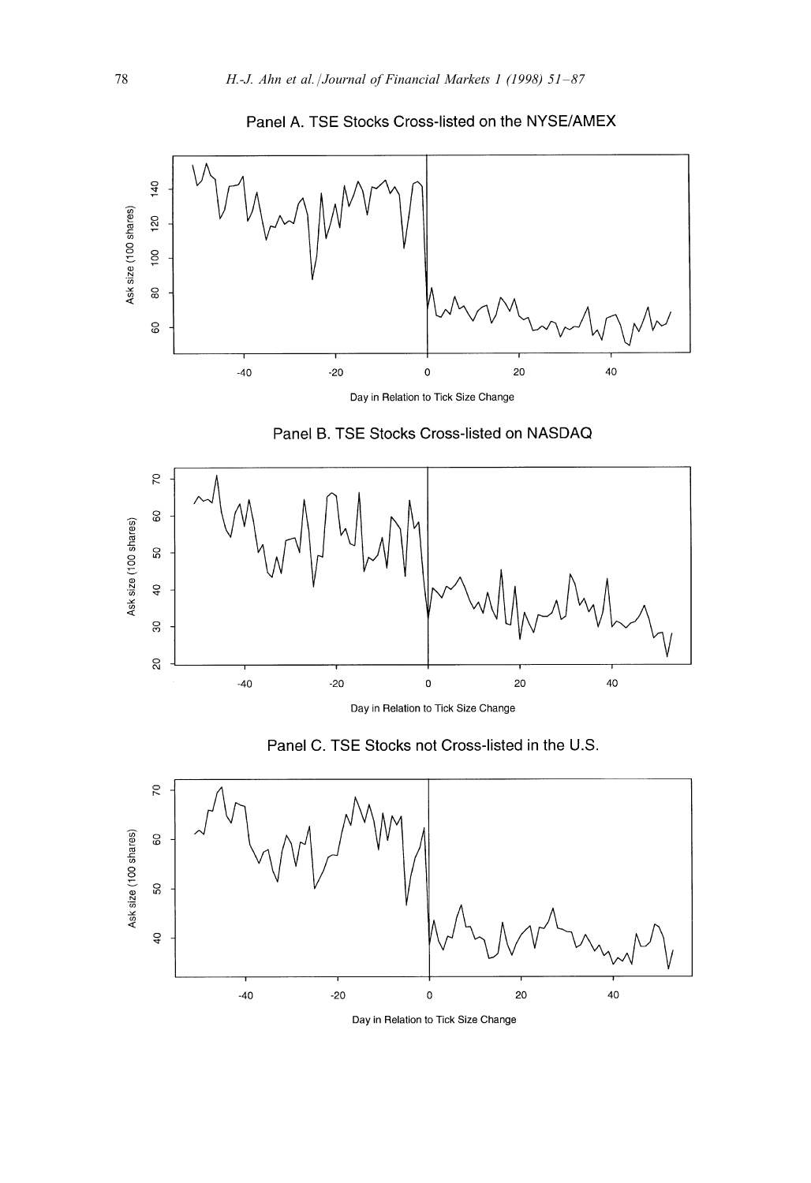Panel A. TSE Stocks Cross-listed on the NYSE/AMEX

Panel B. TSE Stocks Cross-listed on NASDAQ

Panel C. TSE Stocks not Cross-listed in the U.S.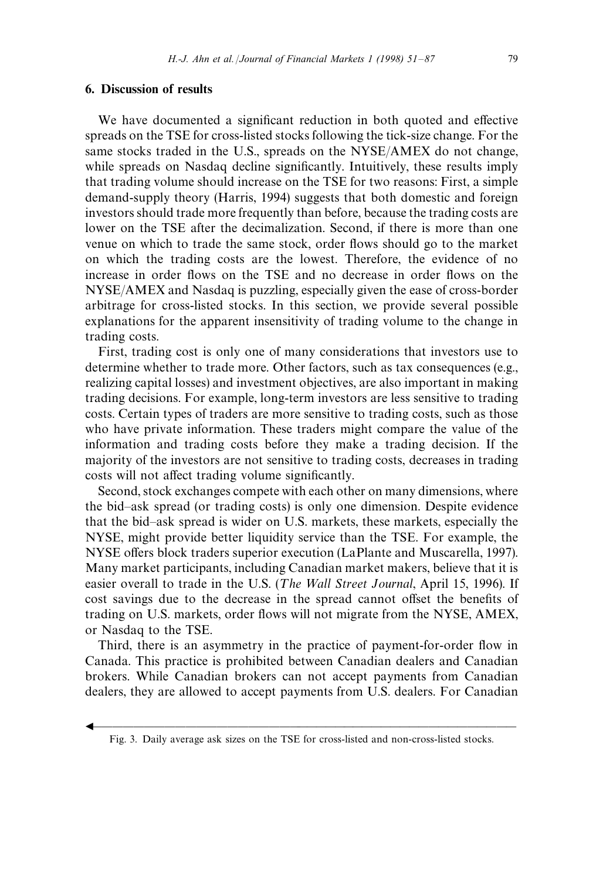## 6. Discussion of results

We have documented a significant reduction in both quoted and effective spreads on the TSE for cross-listed stocks following the tick-size change. For the same stocks traded in the U.S., spreads on the NYSE/AMEX do not change, while spreads on Nasdaq decline significantly. Intuitively, these results imply that trading volume should increase on the TSE for two reasons: First, a simple demand-supply theory (Harris, 1994) suggests that both domestic and foreign investors should trade more frequently than before, because the trading costs are lower on the TSE after the decimalization. Second, if there is more than one venue on which to trade the same stock, order flows should go to the market on which the trading costs are the lowest. Therefore, the evidence of no increase in order flows on the TSE and no decrease in order flows on the NYSE/AMEX and Nasdaq is puzzling, especially given the ease of cross-border arbitrage for cross-listed stocks. In this section, we provide several possible explanations for the apparent insensitivity of trading volume to the change in trading costs.

First, trading cost is only one of many considerations that investors use to determine whether to trade more. Other factors, such as tax consequences (e.g., realizing capital losses) and investment objectives, are also important in making trading decisions. For example, long-term investors are less sensitive to trading costs. Certain types of traders are more sensitive to trading costs, such as those who have private information. These traders might compare the value of the information and trading costs before they make a trading decision. If the majority of the investors are not sensitive to trading costs, decreases in trading costs will not affect trading volume significantly.

Second, stock exchanges compete with each other on many dimensions, where the bid–ask spread (or trading costs) is only one dimension. Despite evidence that the bid–ask spread is wider on U.S. markets, these markets, especially the NYSE, might provide better liquidity service than the TSE. For example, the NYSE offers block traders superior execution (LaPlante and Muscarella, 1997). Many market participants, including Canadian market makers, believe that it is easier overall to trade in the U.S. (*The Wall Street Journal*, April 15, 1996). If cost savings due to the decrease in the spread cannot offset the benefits of trading on U.S. markets, order flows will not migrate from the NYSE, AMEX, or Nasdaq to the TSE.

Third, there is an asymmetry in the practice of payment-for-order flow in Canada. This practice is prohibited between Canadian dealers and Canadian brokers. While Canadian brokers can not accept payments from Canadian dealers, they are allowed to accept payments from U.S. dealers. For Canadian

Fig. 3. Daily average ask sizes on the TSE for cross-listed and non-cross-listed stocks.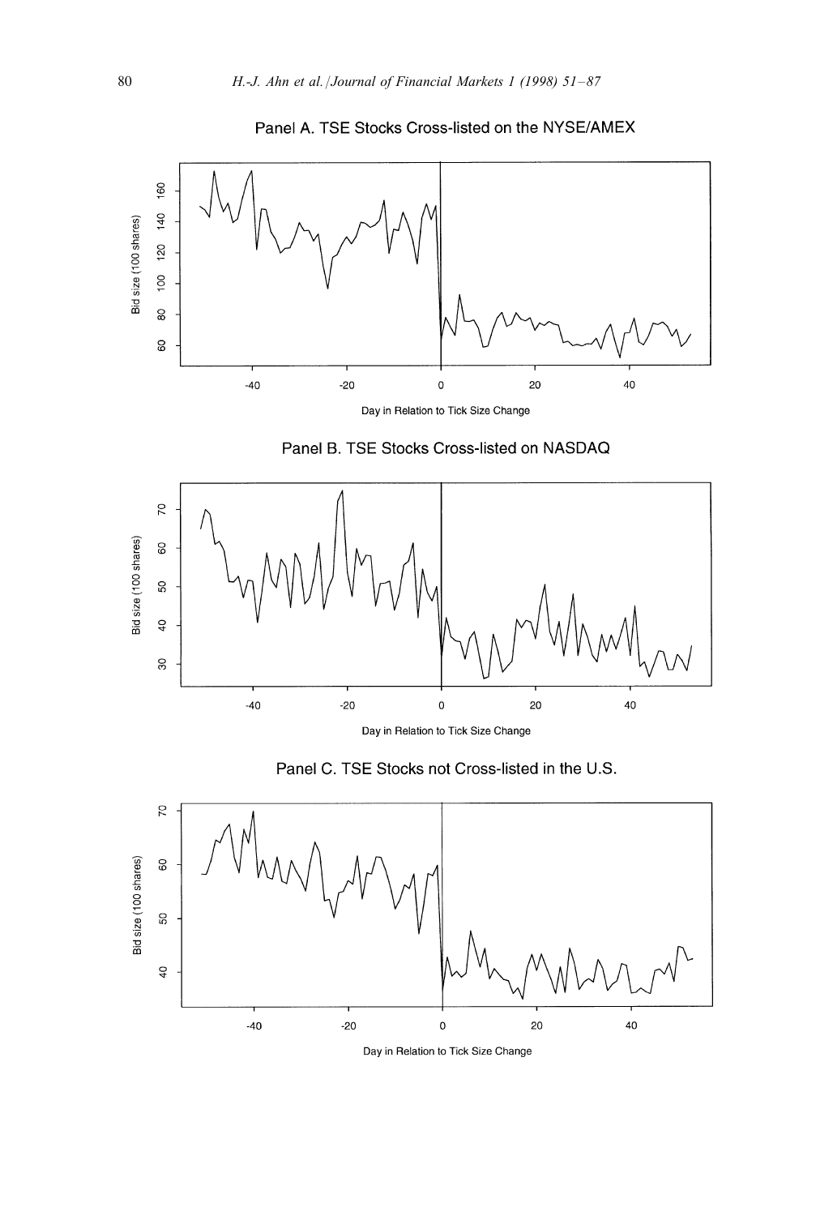Panel A. TSE Stocks Cross-listed on the NYSE/AMEX

Panel B. TSE Stocks Cross-listed on NASDAQ

Panel C. TSE Stocks not Cross-listed in the U.S.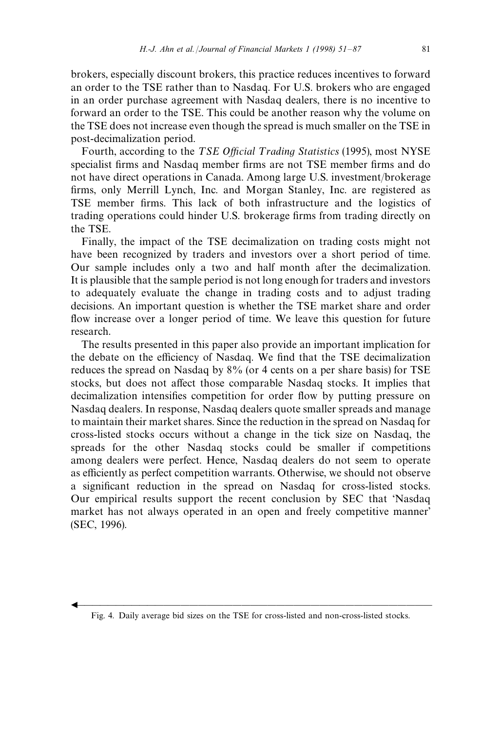brokers, especially discount brokers, this practice reduces incentives to forward an order to the TSE rather than to Nasdaq. For U.S. brokers who are engaged in an order purchase agreement with Nasdaq dealers, there is no incentive to forward an order to the TSE. This could be another reason why the volume on the TSE does not increase even though the spread is much smaller on the TSE in post-decimalization period.

Fourth, according to the *TSE Official Trading Statistics* (1995), most NYSE specialist firms and Nasdaq member firms are not TSE member firms and do not have direct operations in Canada. Among large U.S. investment/brokerage firms, only Merrill Lynch, Inc. and Morgan Stanley, Inc. are registered as TSE member firms. This lack of both infrastructure and the logistics of trading operations could hinder U.S. brokerage firms from trading directly on the TSE.

Finally, the impact of the TSE decimalization on trading costs might not have been recognized by traders and investors over a short period of time. Our sample includes only a two and half month after the decimalization. It is plausible that the sample period is not long enough for traders and investors to adequately evaluate the change in trading costs and to adjust trading decisions. An important question is whether the TSE market share and order flow increase over a longer period of time. We leave this question for future research.

The results presented in this paper also provide an important implication for the debate on the efficiency of Nasdaq. We find that the TSE decimalization reduces the spread on Nasdaq by 8% (or 4 cents on a per share basis) for TSE stocks, but does not affect those comparable Nasdaq stocks. It implies that decimalization intensifies competition for order flow by putting pressure on Nasdaq dealers. In response, Nasdaq dealers quote smaller spreads and manage to maintain their market shares. Since the reduction in the spread on Nasdaq for cross-listed stocks occurs without a change in the tick size on Nasdaq, the spreads for the other Nasdaq stocks could be smaller if competitions among dealers were perfect. Hence, Nasdaq dealers do not seem to operate as efficiently as perfect competition warrants. Otherwise, we should not observe a significant reduction in the spread on Nasdaq for cross-listed stocks. Our empirical results support the recent conclusion by SEC that 'Nasdaq market has not always operated in an open and freely competitive manner' (SEC, 1996).

Fig. 4. Daily average bid sizes on the TSE for cross-listed and non-cross-listed stocks.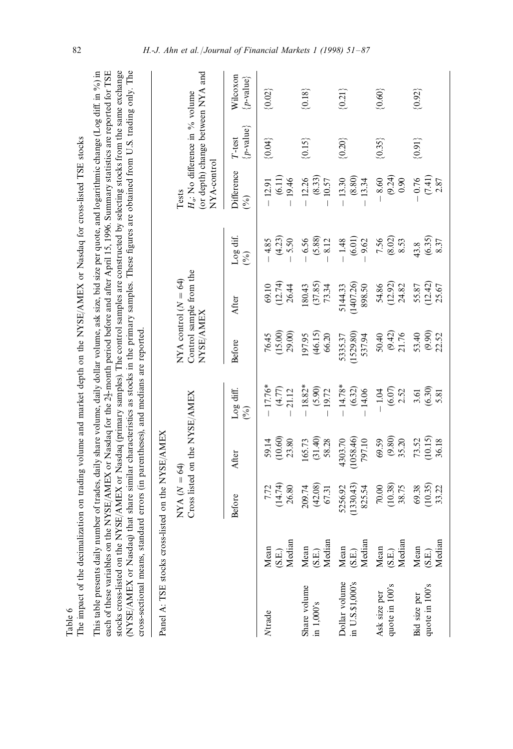Table 6

The impact of the decimalization on trading volume and market depth on the NYSE/AMEX or Nasdaq for cross-listed TSE stocks

This table presents daily number of trades, daily share volume, daily dollar volume, ask size, bid size per quote, and logarithmic change (Log diff. in %) in each of these variables on the NYSE/AMEX or Nasdaq for the $2\frac{1}{2}$-month period before and after April 15, 1996. Summary statistics are reported for TSE stocks cross-listed on the NYSE/AMEX or Nasdaq (primary samples). The control samples are constructed by selecting stocks from the same exchange (NYSE/AMEX or Nasdaq) that share similar characteristics as stocks in the primary samples. These figures are obtained from U.S. trading only. The cross-sectional means, standard errors (in parentheses), and medians are reported.

Panel A: TSE stocks cross-listed on the NYSE/AMEX

| | | NYA ($N = 64$) Cross listed on the NYSE/AMEX | | | NYA control ($N = 64$) Control sample from the NYSE/AMEX | | | Tests $H_0$: No difference in % volume (or depth) change between NYA and NYA-control | | |
|---|---|---|---|---|---|---|---|---|---|---|
| | | Before | After | Log diff. (%) | Before | After | Log dif. (%) | Difference (%) | T-test {p-value} | Wilcoxon {p-value} |
| Ntrade | Mean | 7.72 | 59.14 | − 17.76* | 76.45 | 69.10 | − 4.85 | − 12.91 | {0.04} | {0.02} |
| | (S.E.) | (14.74) | (10.60) | (4.77) | (15.00) | (12.74) | (4.23) | (6.11) | | |
| | Median | 26.80 | 23.80 | − 21.12 | 29.00 | 26.44 | − 5.50 | − 19.46 | | |
| Share volume in 1,000's | Mean | 209.74 | 165.73 | − 18.82* | 197.95 | 180.43 | − 6.56 | − 12.26 | {0.15} | {0.18} |
| | (S.E.) | (42.08) | (31.40) | (5.90) | (46.15) | (37.85) | (5.88) | (8.33) | | |
| | Median | 67.31 | 58.28 | − 19.72 | 66.20 | 73.34 | − 8.12 | − 10.57 | | |
| Dollar volume in U.S.$1,000's | Mean | 5256.92 | 4303.70 | − 14.78* | 5335.37 | 5144.33 | − 1.48 | − 13.30 | {0.20} | {0.21} |
| | (S.E.) | (1330.43) | (1058.46) | (6.32) | (1529.80) | (1407.26) | (6.01) | (8.80) | | |
| | Median | 825.54 | 797.10 | − 14.06 | 537.94 | 898.50 | − 9.62 | − 13.34 | | |
| Ask size per quote in 100's | Mean | 70.00 | 69.59 | − 1.04 | 50.40 | 54.86 | 7.56 | − 8.60 | {0.35} | {0.60} |
| | (S.E.) | (10.38) | (9.80) | (6.07) | (9.42) | (12.92) | (8.02) | (9.24) | | |
| | Median | 38.75 | 35.20 | 2.52 | 21.76 | 24.82 | 8.53 | 0.90 | | |
| Bid size per quote in 100's | Mean | 69.38 | 73.52 | 3.61 | 53.40 | 55.87 | 43.8 | − 0.76 | {0.91} | {0.92} |
| | (S.E.) | (10.35) | (10.15) | (6.30) | (9.90) | (12.42) | (6.35) | (7.41) | | |
| | Median | 33.22 | 36.18 | 5.81 | 22.52 | 25.67 | 8.37 | 2.87 | | |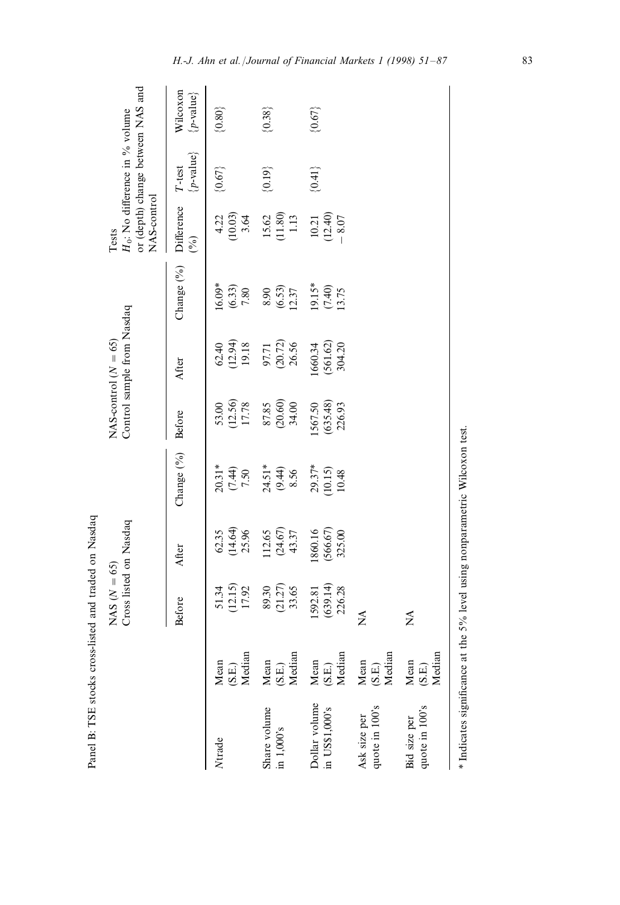Panel B: TSE stocks cross-listed and traded on Nasdaq

| | | NAS ($N = 65$) Cross listed on Nasdaq | | | NAS-control ($N = 65$) Control sample from Nasdaq | | | Tests $H_0$: No difference in % volume or (depth) change between NAS and NAS-control | | |
|---|---|---|---|---|---|---|---|---|---|---|
| | | Before | After | Change (%) | Before | After | Change (%) | Difference (%) | *T*-test {*p*-value} | Wilcoxon {*p*-value} |
| *N*trade | Mean | 51.34 | 62.35 | 20.31* | 53.00 | 62.40 | 16.09* | 4.22 | {0.67} | {0.80} |
| | (S.E.) | (12.15) | (14.64) | (7.44) | (12.56) | (12.94) | (6.33) | (10.03) | | |
| | Median | 17.92 | 25.96 | 7.50 | 17.78 | 19.18 | 7.80 | 3.64 | | |
| Share volume in 1,000's | Mean | 89.30 | 112.65 | 24.51* | 87.85 | 97.71 | 8.90 | 15.62 | {0.19} | {0.38} |
| | (S.E.) | (21.27) | (24.67) | (9.44) | (20.60) | (20.72) | (6.53) | (11.80) | | |
| | Median | 33.65 | 43.37 | 8.56 | 34.00 | 26.56 | 12.37 | 1.13 | | |
| Dollar volume in US$1,000's | Mean | 1592.81 | 1860.16 | 29.37* | 1567.50 | 1660.34 | 19.15* | 10.21 | {0.41} | {0.67} |
| | (S.E.) | (639.14) | (566.67) | (10.15) | (635.48) | (561.62) | (7.40) | (12.40) | | |
| | Median | 226.28 | 325.00 | 10.48 | 226.93 | 304.20 | 13.75 | −8.07 | | |
| Ask size per quote in 100's | Mean | NA | | | | | | | | |
| | (S.E.) | | | | | | | | | |
| | Median | | | | | | | | | |
| Bid size per quote in 100's | Mean | NA | | | | | | | | |
| | (S.E.) | | | | | | | | | |
| | Median | | | | | | | | | |

* Indicates significance at the 5% level using nonparametric Wilcoxon test.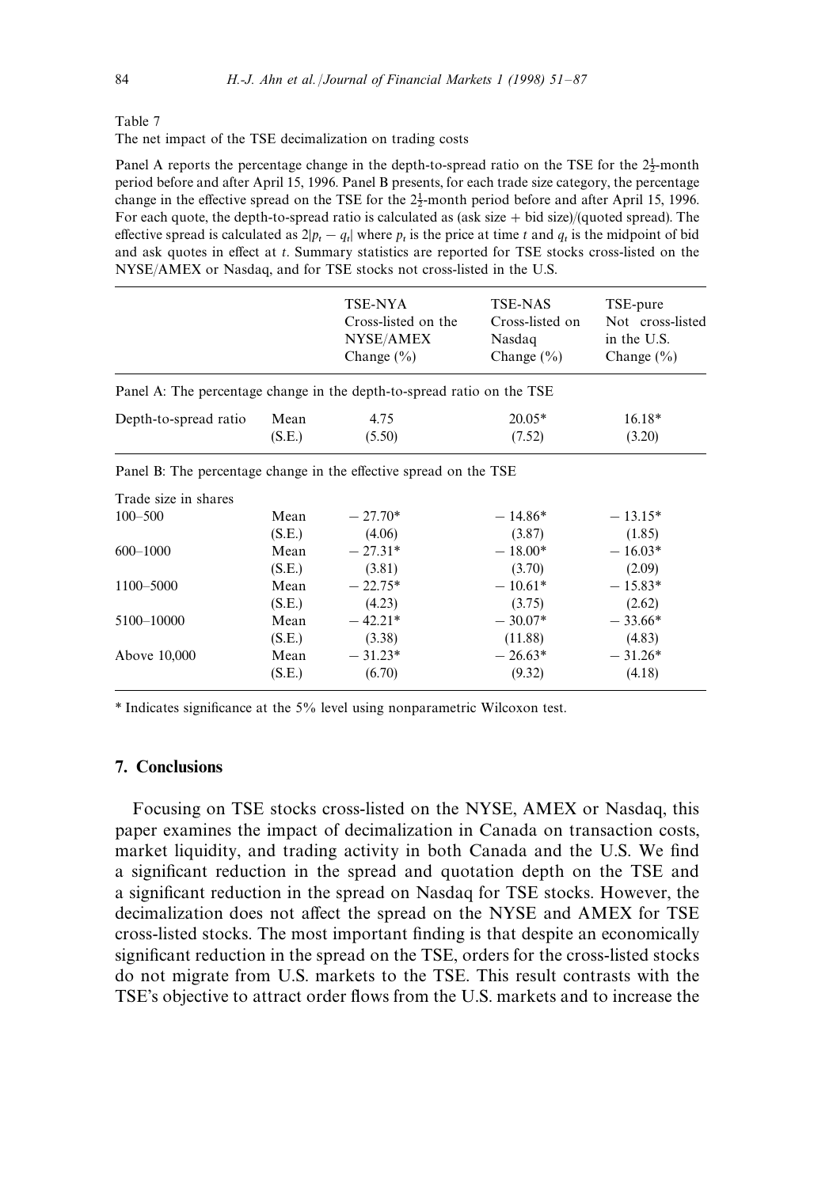Table 7

The net impact of the TSE decimalization on trading costs

Panel A reports the percentage change in the depth-to-spread ratio on the TSE for the $2\frac{1}{2}$-month period before and after April 15, 1996. Panel B presents, for each trade size category, the percentage change in the effective spread on the TSE for the $2\frac{1}{2}$-month period before and after April 15, 1996. For each quote, the depth-to-spread ratio is calculated as (ask size + bid size)/(quoted spread). The effective spread is calculated as $2|p_t - q_t|$ where $p_t$ is the price at time $t$ and $q_t$ is the midpoint of bid and ask quotes in effect at $t$. Summary statistics are reported for TSE stocks cross-listed on the NYSE/AMEX or Nasdaq, and for TSE stocks not cross-listed in the U.S.

| | | TSE-NYA Cross-listed on the NYSE/AMEX Change (%) | TSE-NAS Cross-listed on Nasdaq Change (%) | TSE-pure Not cross-listed in the U.S. Change (%) |
|---|---|---|---|---|
| Panel A: The percentage change in the depth-to-spread ratio on the TSE | | | | |
| Depth-to-spread ratio | Mean | 4.75 | 20.05* | 16.18* |
| | (S.E.) | (5.50) | (7.52) | (3.20) |
| Panel B: The percentage change in the effective spread on the TSE | | | | |
| Trade size in shares | | | | |
| 100–500 | Mean | −27.70* | −14.86* | −13.15* |
| | (S.E.) | (4.06) | (3.87) | (1.85) |
| 600–1000 | Mean | −27.31* | −18.00* | −16.03* |
| | (S.E.) | (3.81) | (3.70) | (2.09) |
| 1100–5000 | Mean | −22.75* | −10.61* | −15.83* |
| | (S.E.) | (4.23) | (3.75) | (2.62) |
| 5100–10000 | Mean | −42.21* | −30.07* | −33.66* |
| | (S.E.) | (3.38) | (11.88) | (4.83) |
| Above 10,000 | Mean | −31.23* | −26.63* | −31.26* |
| | (S.E.) | (6.70) | (9.32) | (4.18) |

* Indicates significance at the 5% level using nonparametric Wilcoxon test.

## 7. Conclusions

Focusing on TSE stocks cross-listed on the NYSE, AMEX or Nasdaq, this paper examines the impact of decimalization in Canada on transaction costs, market liquidity, and trading activity in both Canada and the U.S. We find a significant reduction in the spread and quotation depth on the TSE and a significant reduction in the spread on Nasdaq for TSE stocks. However, the decimalization does not affect the spread on the NYSE and AMEX for TSE cross-listed stocks. The most important finding is that despite an economically significant reduction in the spread on the TSE, orders for the cross-listed stocks do not migrate from U.S. markets to the TSE. This result contrasts with the TSE's objective to attract order flows from the U.S. markets and to increase the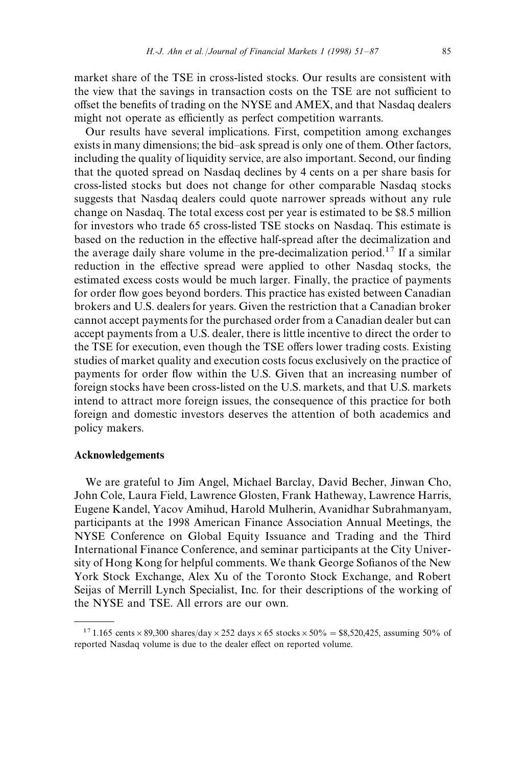market share of the TSE in cross-listed stocks. Our results are consistent with the view that the savings in transaction costs on the TSE are not sufficient to offset the benefits of trading on the NYSE and AMEX, and that Nasdaq dealers might not operate as efficiently as perfect competition warrants.

Our results have several implications. First, competition among exchanges exists in many dimensions; the bid–ask spread is only one of them. Other factors, including the quality of liquidity service, are also important. Second, our finding that the quoted spread on Nasdaq declines by 4 cents on a per share basis for cross-listed stocks but does not change for other comparable Nasdaq stocks suggests that Nasdaq dealers could quote narrower spreads without any rule change on Nasdaq. The total excess cost per year is estimated to be \$8.5 million for investors who trade 65 cross-listed TSE stocks on Nasdaq. This estimate is based on the reduction in the effective half-spread after the decimalization and the average daily share volume in the pre-decimalization period.[17] If a similar reduction in the effective spread were applied to other Nasdaq stocks, the estimated excess costs would be much larger. Finally, the practice of payments for order flow goes beyond borders. This practice has existed between Canadian brokers and U.S. dealers for years. Given the restriction that a Canadian broker cannot accept payments for the purchased order from a Canadian dealer but can accept payments from a U.S. dealer, there is little incentive to direct the order to the TSE for execution, even though the TSE offers lower trading costs. Existing studies of market quality and execution costs focus exclusively on the practice of payments for order flow within the U.S. Given that an increasing number of foreign stocks have been cross-listed on the U.S. markets, and that U.S. markets intend to attract more foreign issues, the consequence of this practice for both foreign and domestic investors deserves the attention of both academics and policy makers.

## Acknowledgements

We are grateful to Jim Angel, Michael Barclay, David Becher, Jinwan Cho, John Cole, Laura Field, Lawrence Glosten, Frank Hatheway, Lawrence Harris, Eugene Kandel, Yacov Amihud, Harold Mulherin, Avanidhar Subrahmanyam, participants at the 1998 American Finance Association Annual Meetings, the NYSE Conference on Global Equity Issuance and Trading and the Third International Finance Conference, and seminar participants at the City University of Hong Kong for helpful comments. We thank George Sofianos of the New York Stock Exchange, Alex Xu of the Toronto Stock Exchange, and Robert Seijas of Merrill Lynch Specialist, Inc. for their descriptions of the working of the NYSE and TSE. All errors are our own.

---

[17] 1.165 cents $\times$ 89,300 shares/day $\times$ 252 days $\times$ 65 stocks $\times$ 50% = \$8,520,425, assuming 50% of reported Nasdaq volume is due to the dealer effect on reported volume.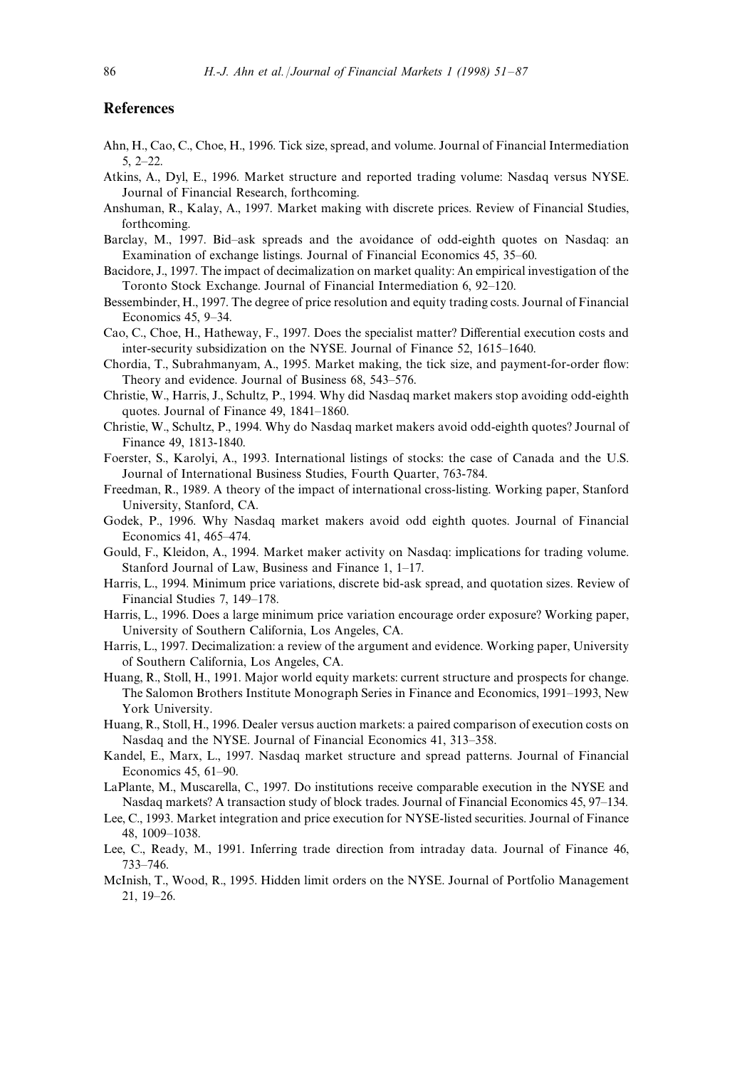## References

Ahn, H., Cao, C., Choe, H., 1996. Tick size, spread, and volume. Journal of Financial Intermediation 5, 2–22.

Atkins, A., Dyl, E., 1996. Market structure and reported trading volume: Nasdaq versus NYSE. Journal of Financial Research, forthcoming.

Anshuman, R., Kalay, A., 1997. Market making with discrete prices. Review of Financial Studies, forthcoming.

Barclay, M., 1997. Bid–ask spreads and the avoidance of odd-eighth quotes on Nasdaq: an Examination of exchange listings. Journal of Financial Economics 45, 35–60.

Bacidore, J., 1997. The impact of decimalization on market quality: An empirical investigation of the Toronto Stock Exchange. Journal of Financial Intermediation 6, 92–120.

Bessembinder, H., 1997. The degree of price resolution and equity trading costs. Journal of Financial Economics 45, 9–34.

Cao, C., Choe, H., Hatheway, F., 1997. Does the specialist matter? Differential execution costs and inter-security subsidization on the NYSE. Journal of Finance 52, 1615–1640.

Chordia, T., Subrahmanyam, A., 1995. Market making, the tick size, and payment-for-order flow: Theory and evidence. Journal of Business 68, 543–576.

Christie, W., Harris, J., Schultz, P., 1994. Why did Nasdaq market makers stop avoiding odd-eighth quotes. Journal of Finance 49, 1841–1860.

Christie, W., Schultz, P., 1994. Why do Nasdaq market makers avoid odd-eighth quotes? Journal of Finance 49, 1813-1840.

Foerster, S., Karolyi, A., 1993. International listings of stocks: the case of Canada and the U.S. Journal of International Business Studies, Fourth Quarter, 763-784.

Freedman, R., 1989. A theory of the impact of international cross-listing. Working paper, Stanford University, Stanford, CA.

Godek, P., 1996. Why Nasdaq market makers avoid odd eighth quotes. Journal of Financial Economics 41, 465–474.

Gould, F., Kleidon, A., 1994. Market maker activity on Nasdaq: implications for trading volume. Stanford Journal of Law, Business and Finance 1, 1–17.

Harris, L., 1994. Minimum price variations, discrete bid-ask spread, and quotation sizes. Review of Financial Studies 7, 149–178.

Harris, L., 1996. Does a large minimum price variation encourage order exposure? Working paper, University of Southern California, Los Angeles, CA.

Harris, L., 1997. Decimalization: a review of the argument and evidence. Working paper, University of Southern California, Los Angeles, CA.

Huang, R., Stoll, H., 1991. Major world equity markets: current structure and prospects for change. The Salomon Brothers Institute Monograph Series in Finance and Economics, 1991–1993, New York University.

Huang, R., Stoll, H., 1996. Dealer versus auction markets: a paired comparison of execution costs on Nasdaq and the NYSE. Journal of Financial Economics 41, 313–358.

Kandel, E., Marx, L., 1997. Nasdaq market structure and spread patterns. Journal of Financial Economics 45, 61–90.

LaPlante, M., Muscarella, C., 1997. Do institutions receive comparable execution in the NYSE and Nasdaq markets? A transaction study of block trades. Journal of Financial Economics 45, 97–134.

Lee, C., 1993. Market integration and price execution for NYSE-listed securities. Journal of Finance 48, 1009–1038.

Lee, C., Ready, M., 1991. Inferring trade direction from intraday data. Journal of Finance 46, 733–746.

McInish, T., Wood, R., 1995. Hidden limit orders on the NYSE. Journal of Portfolio Management 21, 19–26.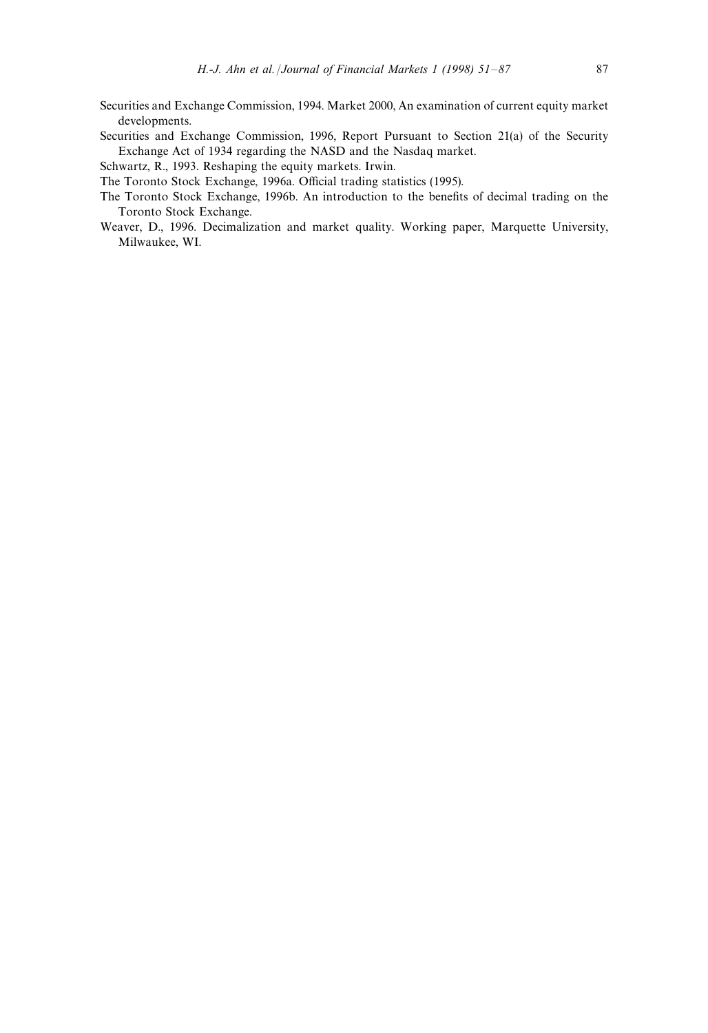Securities and Exchange Commission, 1994. Market 2000, An examination of current equity market developments.

Securities and Exchange Commission, 1996, Report Pursuant to Section 21(a) of the Security Exchange Act of 1934 regarding the NASD and the Nasdaq market.

Schwartz, R., 1993. Reshaping the equity markets. Irwin.

The Toronto Stock Exchange, 1996a. Official trading statistics (1995).

The Toronto Stock Exchange, 1996b. An introduction to the benefits of decimal trading on the Toronto Stock Exchange.

Weaver, D., 1996. Decimalization and market quality. Working paper, Marquette University, Milwaukee, WI.